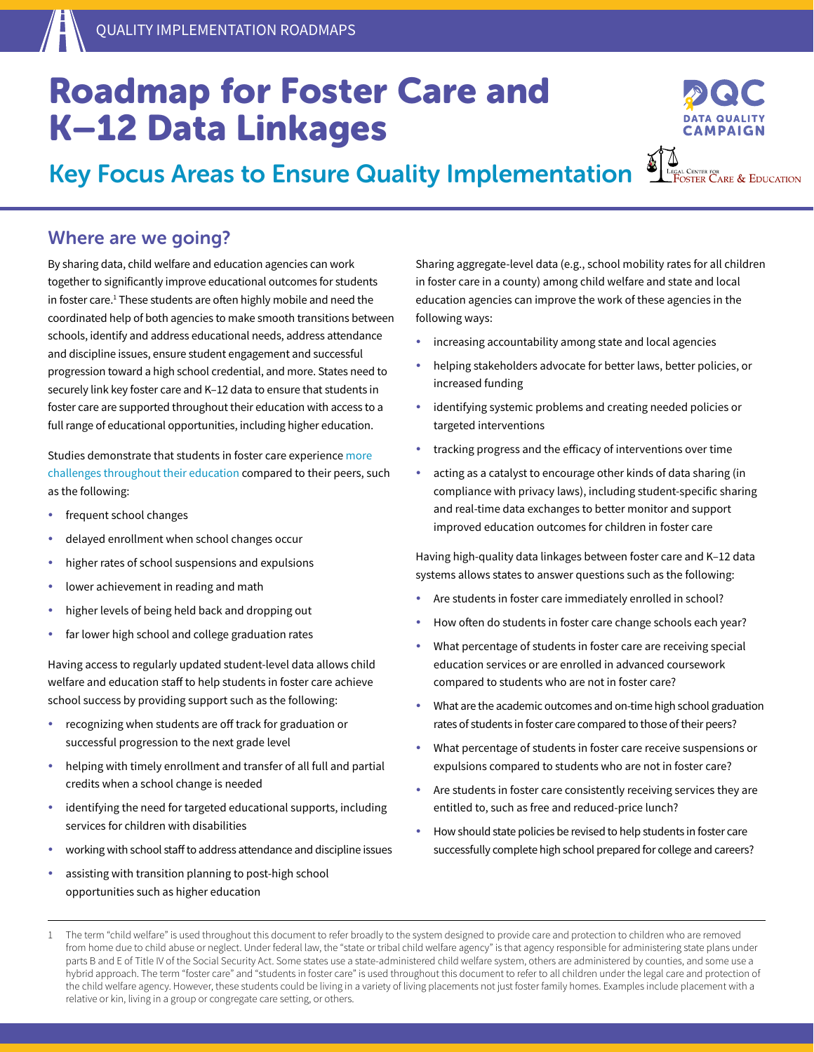QUALITY IMPLEMENTATION ROADMAPS

# Roadmap for Foster Care and K–12 Data Linkages

## Key Focus Areas to Ensure Quality Implementation

## Where are we going?

By sharing data, child welfare and education agencies can work together to significantly improve educational outcomes for students in foster care.[1] These students are often highly mobile and need the coordinated help of both agencies to make smooth transitions between schools, identify and address educational needs, address attendance and discipline issues, ensure student engagement and successful progression toward a high school credential, and more. States need to securely link key foster care and K–12 data to ensure that students in foster care are supported throughout their education with access to a full range of educational opportunities, including higher education.

Studies demonstrate that students in foster care experience more challenges throughout their education compared to their peers, such as the following:

- frequent school changes
- delayed enrollment when school changes occur
- higher rates of school suspensions and expulsions
- lower achievement in reading and math
- higher levels of being held back and dropping out
- far lower high school and college graduation rates

Having access to regularly updated student-level data allows child welfare and education staff to help students in foster care achieve school success by providing support such as the following:

- recognizing when students are off track for graduation or successful progression to the next grade level
- helping with timely enrollment and transfer of all full and partial credits when a school change is needed
- identifying the need for targeted educational supports, including services for children with disabilities
- working with school staff to address attendance and discipline issues
- assisting with transition planning to post-high school opportunities such as higher education

Sharing aggregate-level data (e.g., school mobility rates for all children in foster care in a county) among child welfare and state and local education agencies can improve the work of these agencies in the following ways:

- increasing accountability among state and local agencies
- helping stakeholders advocate for better laws, better policies, or increased funding
- identifying systemic problems and creating needed policies or targeted interventions
- tracking progress and the efficacy of interventions over time
- acting as a catalyst to encourage other kinds of data sharing (in compliance with privacy laws), including student-specific sharing and real-time data exchanges to better monitor and support improved education outcomes for children in foster care

Having high-quality data linkages between foster care and K–12 data systems allows states to answer questions such as the following:

- Are students in foster care immediately enrolled in school?
- How often do students in foster care change schools each year?
- What percentage of students in foster care are receiving special education services or are enrolled in advanced coursework compared to students who are not in foster care?
- What are the academic outcomes and on-time high school graduation rates of students in foster care compared to those of their peers?
- What percentage of students in foster care receive suspensions or expulsions compared to students who are not in foster care?
- Are students in foster care consistently receiving services they are entitled to, such as free and reduced-price lunch?
- How should state policies be revised to help students in foster care successfully complete high school prepared for college and careers?

---

1 The term "child welfare" is used throughout this document to refer broadly to the system designed to provide care and protection to children who are removed from home due to child abuse or neglect. Under federal law, the "state or tribal child welfare agency" is that agency responsible for administering state plans under parts B and E of Title IV of the Social Security Act. Some states use a state-administered child welfare system, others are administered by counties, and some use a hybrid approach. The term "foster care" and "students in foster care" is used throughout this document to refer to all children under the legal care and protection of the child welfare agency. However, these students could be living in a variety of living placements not just foster family homes. Examples include placement with a relative or kin, living in a group or congregate care setting, or others.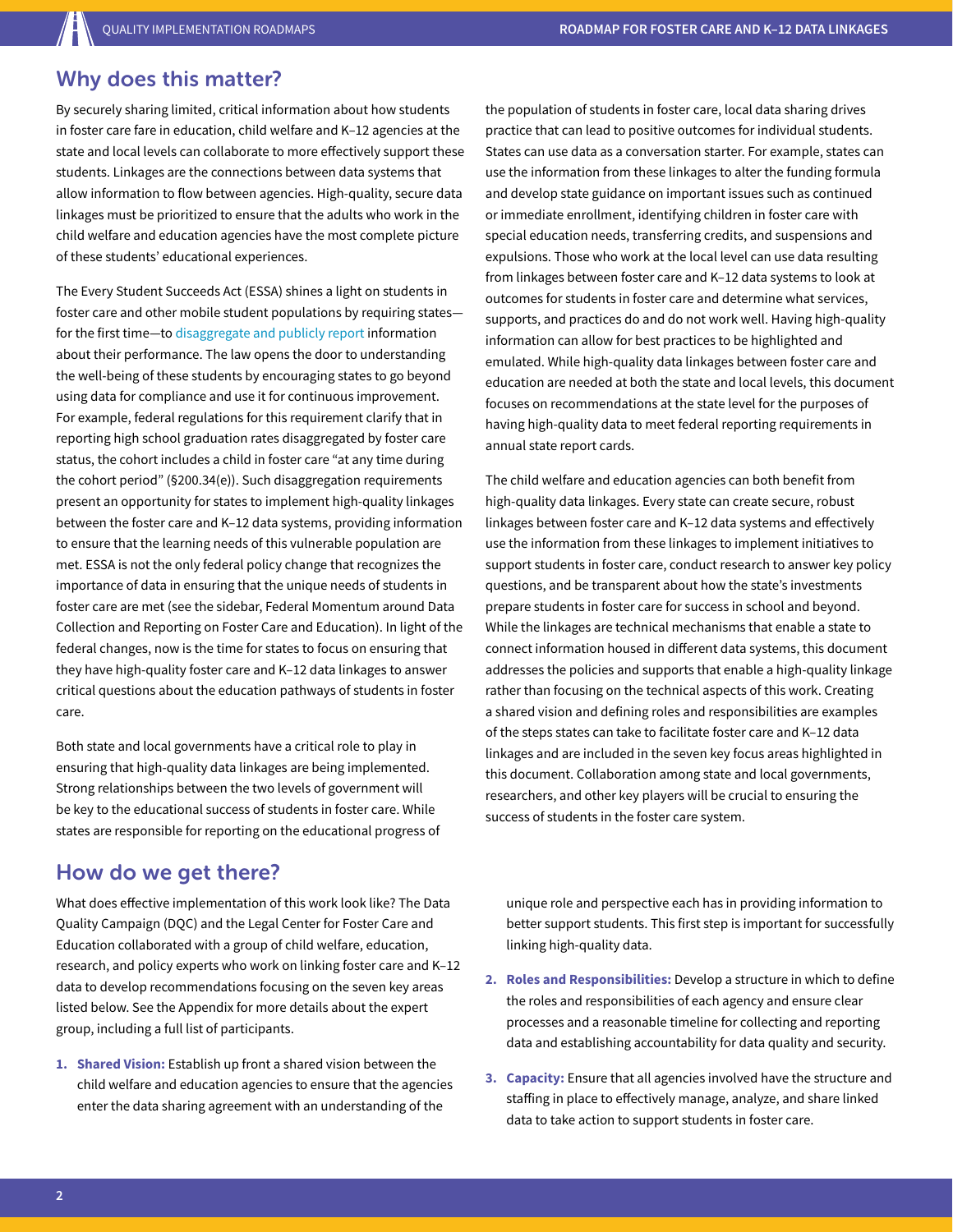## Why does this matter?

By securely sharing limited, critical information about how students in foster care fare in education, child welfare and K–12 agencies at the state and local levels can collaborate to more effectively support these students. Linkages are the connections between data systems that allow information to flow between agencies. High-quality, secure data linkages must be prioritized to ensure that the adults who work in the child welfare and education agencies have the most complete picture of these students' educational experiences.

The Every Student Succeeds Act (ESSA) shines a light on students in foster care and other mobile student populations by requiring states—for the first time—to disaggregate and publicly report information about their performance. The law opens the door to understanding the well-being of these students by encouraging states to go beyond using data for compliance and use it for continuous improvement. For example, federal regulations for this requirement clarify that in reporting high school graduation rates disaggregated by foster care status, the cohort includes a child in foster care "at any time during the cohort period" (§200.34(e)). Such disaggregation requirements present an opportunity for states to implement high-quality linkages between the foster care and K–12 data systems, providing information to ensure that the learning needs of this vulnerable population are met. ESSA is not the only federal policy change that recognizes the importance of data in ensuring that the unique needs of students in foster care are met (see the sidebar, Federal Momentum around Data Collection and Reporting on Foster Care and Education). In light of the federal changes, now is the time for states to focus on ensuring that they have high-quality foster care and K–12 data linkages to answer critical questions about the education pathways of students in foster care.

Both state and local governments have a critical role to play in ensuring that high-quality data linkages are being implemented. Strong relationships between the two levels of government will be key to the educational success of students in foster care. While states are responsible for reporting on the educational progress of the population of students in foster care, local data sharing drives practice that can lead to positive outcomes for individual students. States can use data as a conversation starter. For example, states can use the information from these linkages to alter the funding formula and develop state guidance on important issues such as continued or immediate enrollment, identifying children in foster care with special education needs, transferring credits, and suspensions and expulsions. Those who work at the local level can use data resulting from linkages between foster care and K–12 data systems to look at outcomes for students in foster care and determine what services, supports, and practices do and do not work well. Having high-quality information can allow for best practices to be highlighted and emulated. While high-quality data linkages between foster care and education are needed at both the state and local levels, this document focuses on recommendations at the state level for the purposes of having high-quality data to meet federal reporting requirements in annual state report cards.

The child welfare and education agencies can both benefit from high-quality data linkages. Every state can create secure, robust linkages between foster care and K–12 data systems and effectively use the information from these linkages to implement initiatives to support students in foster care, conduct research to answer key policy questions, and be transparent about how the state's investments prepare students in foster care for success in school and beyond. While the linkages are technical mechanisms that enable a state to connect information housed in different data systems, this document addresses the policies and supports that enable a high-quality linkage rather than focusing on the technical aspects of this work. Creating a shared vision and defining roles and responsibilities are examples of the steps states can take to facilitate foster care and K–12 data linkages and are included in the seven key focus areas highlighted in this document. Collaboration among state and local governments, researchers, and other key players will be crucial to ensuring the success of students in the foster care system.

## How do we get there?

What does effective implementation of this work look like? The Data Quality Campaign (DQC) and the Legal Center for Foster Care and Education collaborated with a group of child welfare, education, research, and policy experts who work on linking foster care and K–12 data to develop recommendations focusing on the seven key areas listed below. See the Appendix for more details about the expert group, including a full list of participants.

1. **Shared Vision:** Establish up front a shared vision between the child welfare and education agencies to ensure that the agencies enter the data sharing agreement with an understanding of the unique role and perspective each has in providing information to better support students. This first step is important for successfully linking high-quality data.
2. **Roles and Responsibilities:** Develop a structure in which to define the roles and responsibilities of each agency and ensure clear processes and a reasonable timeline for collecting and reporting data and establishing accountability for data quality and security.
3. **Capacity:** Ensure that all agencies involved have the structure and staffing in place to effectively manage, analyze, and share linked data to take action to support students in foster care.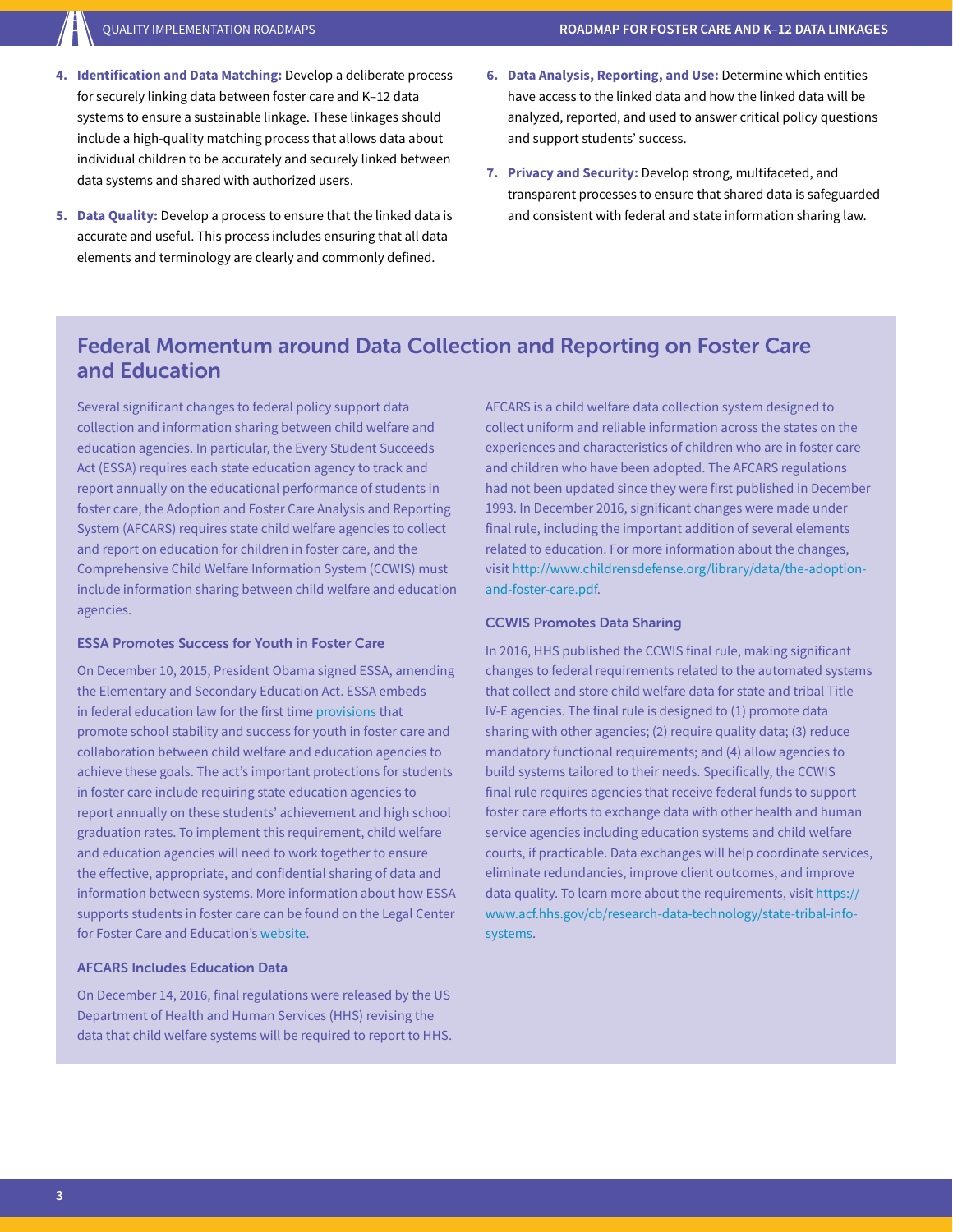4. **Identification and Data Matching:** Develop a deliberate process for securely linking data between foster care and K–12 data systems to ensure a sustainable linkage. These linkages should include a high-quality matching process that allows data about individual children to be accurately and securely linked between data systems and shared with authorized users.

5. **Data Quality:** Develop a process to ensure that the linked data is accurate and useful. This process includes ensuring that all data elements and terminology are clearly and commonly defined.

6. **Data Analysis, Reporting, and Use:** Determine which entities have access to the linked data and how the linked data will be analyzed, reported, and used to answer critical policy questions and support students' success.

7. **Privacy and Security:** Develop strong, multifaceted, and transparent processes to ensure that shared data is safeguarded and consistent with federal and state information sharing law.

## Federal Momentum around Data Collection and Reporting on Foster Care and Education

Several significant changes to federal policy support data collection and information sharing between child welfare and education agencies. In particular, the Every Student Succeeds Act (ESSA) requires each state education agency to track and report annually on the educational performance of students in foster care, the Adoption and Foster Care Analysis and Reporting System (AFCARS) requires state child welfare agencies to collect and report on education for children in foster care, and the Comprehensive Child Welfare Information System (CCWIS) must include information sharing between child welfare and education agencies.

### ESSA Promotes Success for Youth in Foster Care

On December 10, 2015, President Obama signed ESSA, amending the Elementary and Secondary Education Act. ESSA embeds in federal education law for the first time provisions that promote school stability and success for youth in foster care and collaboration between child welfare and education agencies to achieve these goals. The act's important protections for students in foster care include requiring state education agencies to report annually on these students' achievement and high school graduation rates. To implement this requirement, child welfare and education agencies will need to work together to ensure the effective, appropriate, and confidential sharing of data and information between systems. More information about how ESSA supports students in foster care can be found on the Legal Center for Foster Care and Education's website.

### AFCARS Includes Education Data

On December 14, 2016, final regulations were released by the US Department of Health and Human Services (HHS) revising the data that child welfare systems will be required to report to HHS. AFCARS is a child welfare data collection system designed to collect uniform and reliable information across the states on the experiences and characteristics of children who are in foster care and children who have been adopted. The AFCARS regulations had not been updated since they were first published in December 1993. In December 2016, significant changes were made under final rule, including the important addition of several elements related to education. For more information about the changes, visit http://www.childrensdefense.org/library/data/the-adoption-and-foster-care.pdf.

### CCWIS Promotes Data Sharing

In 2016, HHS published the CCWIS final rule, making significant changes to federal requirements related to the automated systems that collect and store child welfare data for state and tribal Title IV-E agencies. The final rule is designed to (1) promote data sharing with other agencies; (2) require quality data; (3) reduce mandatory functional requirements; and (4) allow agencies to build systems tailored to their needs. Specifically, the CCWIS final rule requires agencies that receive federal funds to support foster care efforts to exchange data with other health and human service agencies including education systems and child welfare courts, if practicable. Data exchanges will help coordinate services, eliminate redundancies, improve client outcomes, and improve data quality. To learn more about the requirements, visit https://www.acf.hhs.gov/cb/research-data-technology/state-tribal-info-systems.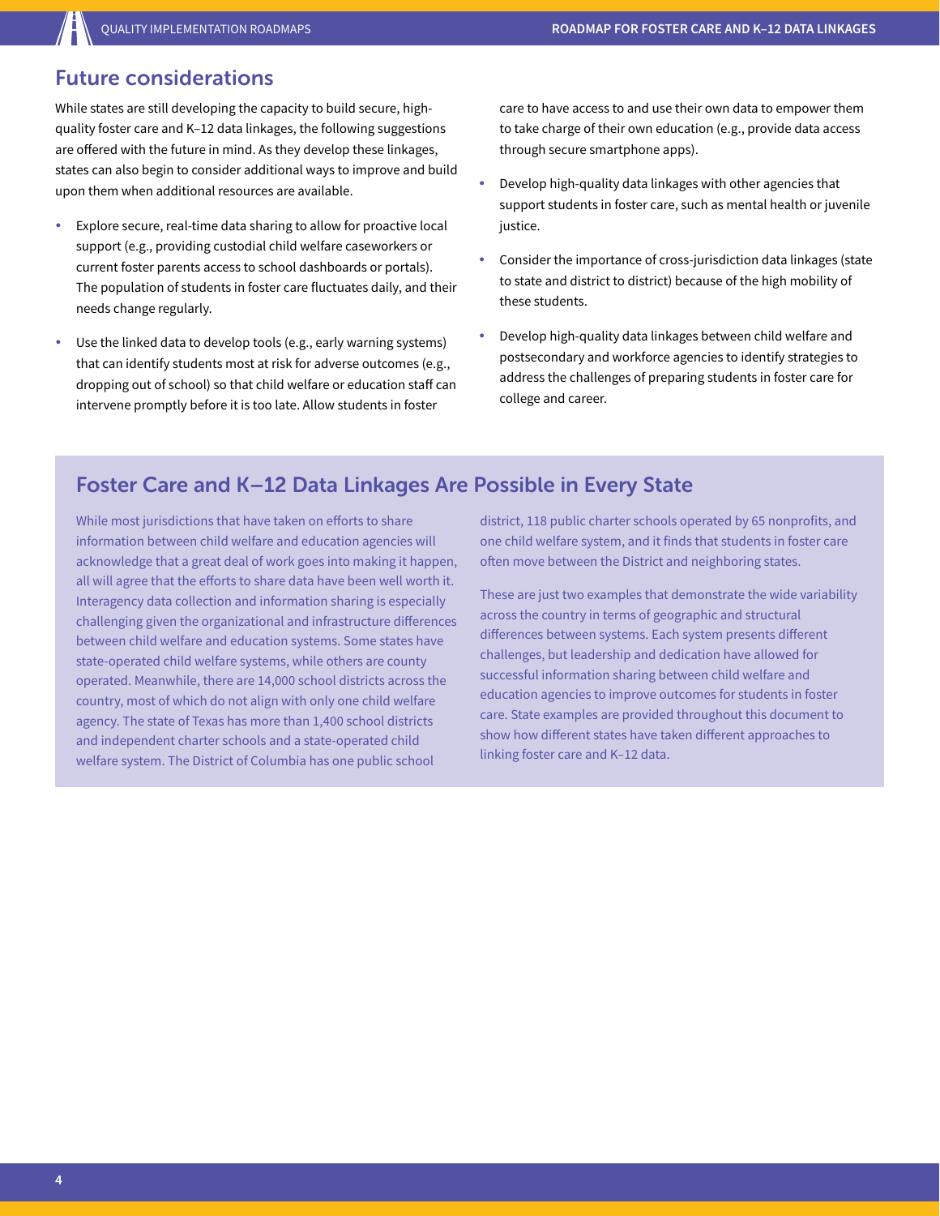## Future considerations

While states are still developing the capacity to build secure, high-quality foster care and K–12 data linkages, the following suggestions are offered with the future in mind. As they develop these linkages, states can also begin to consider additional ways to improve and build upon them when additional resources are available.

- Explore secure, real-time data sharing to allow for proactive local support (e.g., providing custodial child welfare caseworkers or current foster parents access to school dashboards or portals). The population of students in foster care fluctuates daily, and their needs change regularly.
- Use the linked data to develop tools (e.g., early warning systems) that can identify students most at risk for adverse outcomes (e.g., dropping out of school) so that child welfare or education staff can intervene promptly before it is too late. Allow students in foster care to have access to and use their own data to empower them to take charge of their own education (e.g., provide data access through secure smartphone apps).
- Develop high-quality data linkages with other agencies that support students in foster care, such as mental health or juvenile justice.
- Consider the importance of cross-jurisdiction data linkages (state to state and district to district) because of the high mobility of these students.
- Develop high-quality data linkages between child welfare and postsecondary and workforce agencies to identify strategies to address the challenges of preparing students in foster care for college and career.

## Foster Care and K–12 Data Linkages Are Possible in Every State

While most jurisdictions that have taken on efforts to share information between child welfare and education agencies will acknowledge that a great deal of work goes into making it happen, all will agree that the efforts to share data have been well worth it. Interagency data collection and information sharing is especially challenging given the organizational and infrastructure differences between child welfare and education systems. Some states have state-operated child welfare systems, while others are county operated. Meanwhile, there are 14,000 school districts across the country, most of which do not align with only one child welfare agency. The state of Texas has more than 1,400 school districts and independent charter schools and a state-operated child welfare system. The District of Columbia has one public school district, 118 public charter schools operated by 65 nonprofits, and one child welfare system, and it finds that students in foster care often move between the District and neighboring states.

These are just two examples that demonstrate the wide variability across the country in terms of geographic and structural differences between systems. Each system presents different challenges, but leadership and dedication have allowed for successful information sharing between child welfare and education agencies to improve outcomes for students in foster care. State examples are provided throughout this document to show how different states have taken different approaches to linking foster care and K–12 data.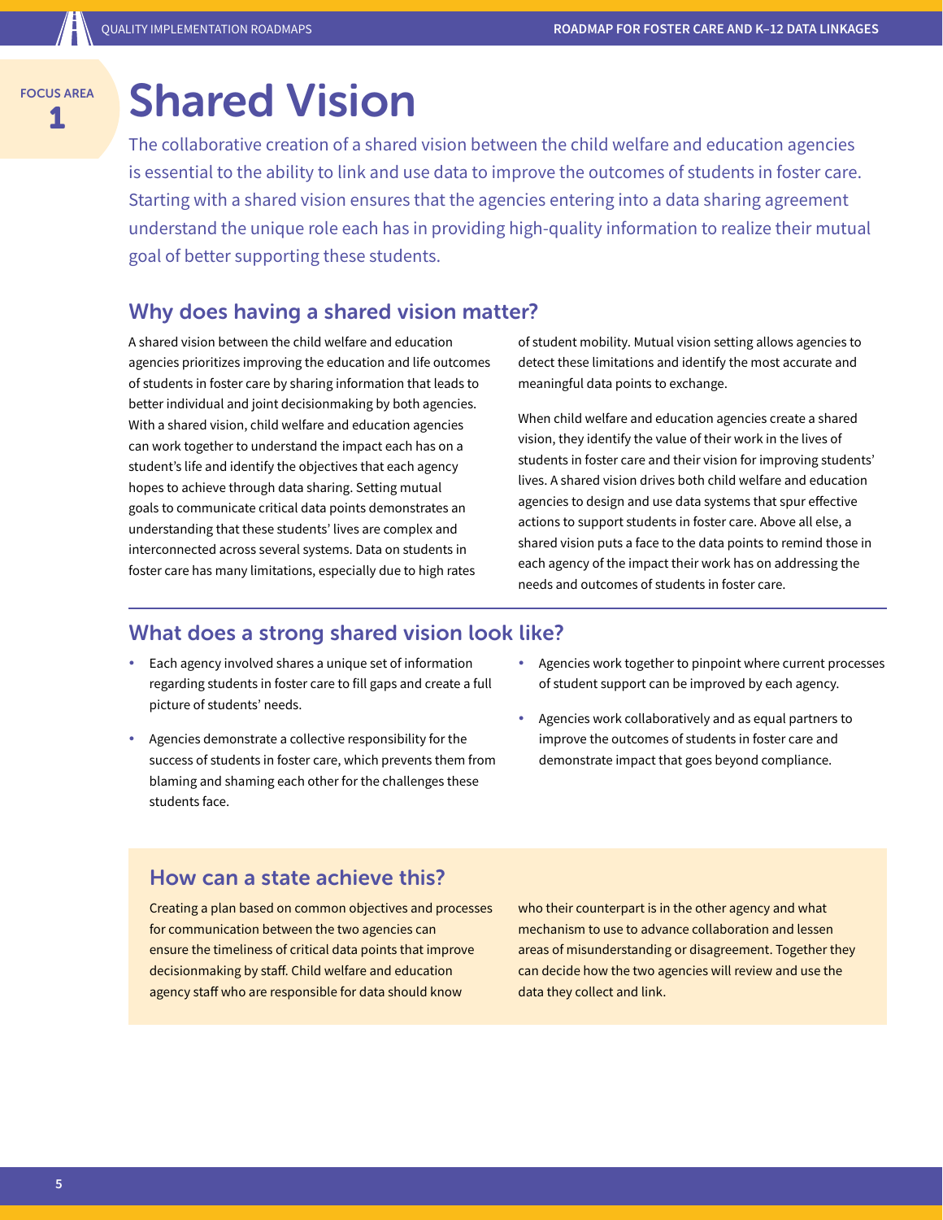FOCUS AREA 1

# Shared Vision

The collaborative creation of a shared vision between the child welfare and education agencies is essential to the ability to link and use data to improve the outcomes of students in foster care. Starting with a shared vision ensures that the agencies entering into a data sharing agreement understand the unique role each has in providing high-quality information to realize their mutual goal of better supporting these students.

## Why does having a shared vision matter?

A shared vision between the child welfare and education agencies prioritizes improving the education and life outcomes of students in foster care by sharing information that leads to better individual and joint decisionmaking by both agencies. With a shared vision, child welfare and education agencies can work together to understand the impact each has on a student's life and identify the objectives that each agency hopes to achieve through data sharing. Setting mutual goals to communicate critical data points demonstrates an understanding that these students' lives are complex and interconnected across several systems. Data on students in foster care has many limitations, especially due to high rates of student mobility. Mutual vision setting allows agencies to detect these limitations and identify the most accurate and meaningful data points to exchange.

When child welfare and education agencies create a shared vision, they identify the value of their work in the lives of students in foster care and their vision for improving students' lives. A shared vision drives both child welfare and education agencies to design and use data systems that spur effective actions to support students in foster care. Above all else, a shared vision puts a face to the data points to remind those in each agency of the impact their work has on addressing the needs and outcomes of students in foster care.

## What does a strong shared vision look like?

- Each agency involved shares a unique set of information regarding students in foster care to fill gaps and create a full picture of students' needs.
- Agencies demonstrate a collective responsibility for the success of students in foster care, which prevents them from blaming and shaming each other for the challenges these students face.
- Agencies work together to pinpoint where current processes of student support can be improved by each agency.
- Agencies work collaboratively and as equal partners to improve the outcomes of students in foster care and demonstrate impact that goes beyond compliance.

## How can a state achieve this?

Creating a plan based on common objectives and processes for communication between the two agencies can ensure the timeliness of critical data points that improve decisionmaking by staff. Child welfare and education agency staff who are responsible for data should know who their counterpart is in the other agency and what mechanism to use to advance collaboration and lessen areas of misunderstanding or disagreement. Together they can decide how the two agencies will review and use the data they collect and link.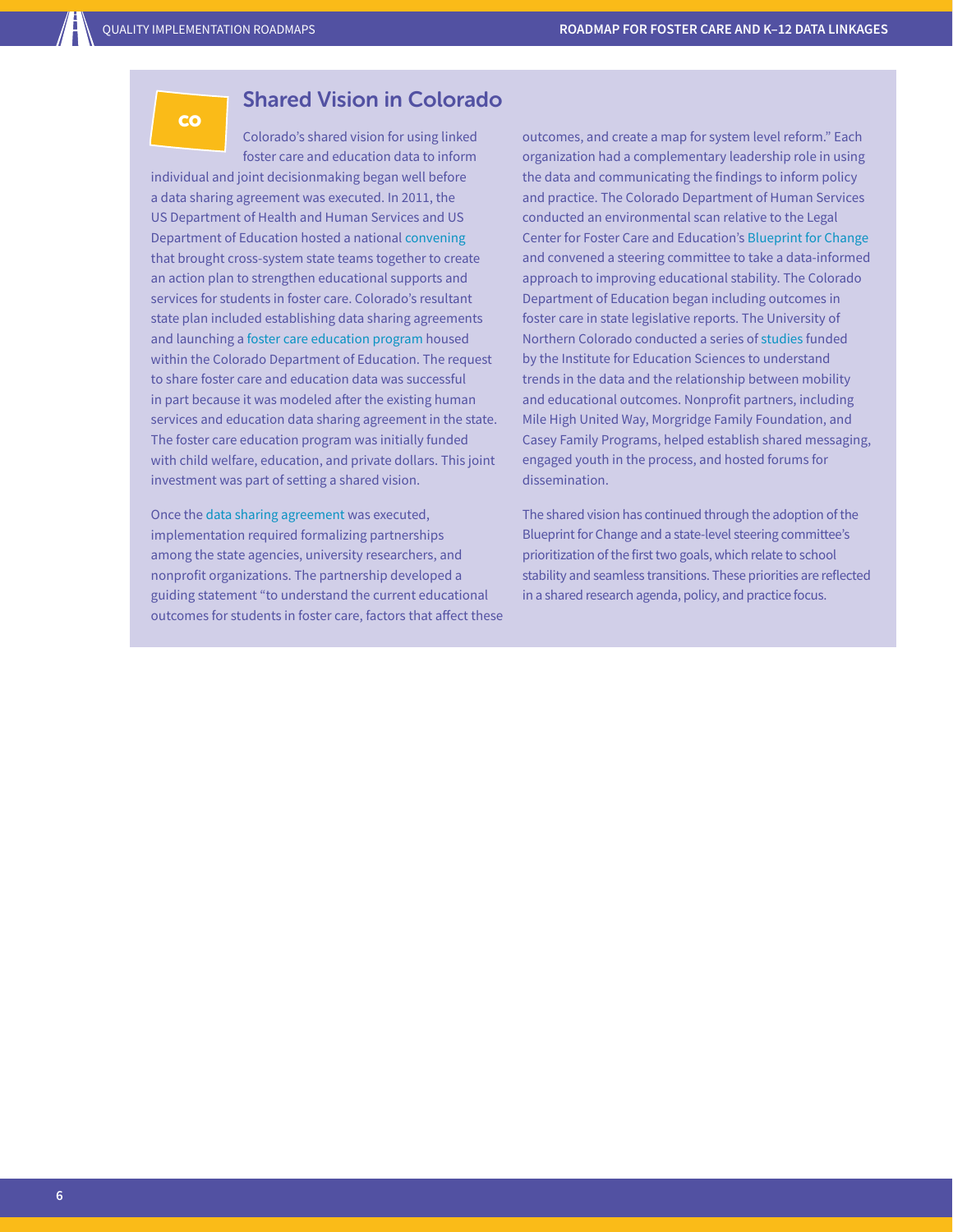## Shared Vision in Colorado

Colorado's shared vision for using linked foster care and education data to inform individual and joint decisionmaking began well before a data sharing agreement was executed. In 2011, the US Department of Health and Human Services and US Department of Education hosted a national convening that brought cross-system state teams together to create an action plan to strengthen educational supports and services for students in foster care. Colorado's resultant state plan included establishing data sharing agreements and launching a foster care education program housed within the Colorado Department of Education. The request to share foster care and education data was successful in part because it was modeled after the existing human services and education data sharing agreement in the state. The foster care education program was initially funded with child welfare, education, and private dollars. This joint investment was part of setting a shared vision.

Once the data sharing agreement was executed, implementation required formalizing partnerships among the state agencies, university researchers, and nonprofit organizations. The partnership developed a guiding statement "to understand the current educational outcomes for students in foster care, factors that affect these outcomes, and create a map for system level reform." Each organization had a complementary leadership role in using the data and communicating the findings to inform policy and practice. The Colorado Department of Human Services conducted an environmental scan relative to the Legal Center for Foster Care and Education's Blueprint for Change and convened a steering committee to take a data-informed approach to improving educational stability. The Colorado Department of Education began including outcomes in foster care in state legislative reports. The University of Northern Colorado conducted a series of studies funded by the Institute for Education Sciences to understand trends in the data and the relationship between mobility and educational outcomes. Nonprofit partners, including Mile High United Way, Morgridge Family Foundation, and Casey Family Programs, helped establish shared messaging, engaged youth in the process, and hosted forums for dissemination.

The shared vision has continued through the adoption of the Blueprint for Change and a state-level steering committee's prioritization of the first two goals, which relate to school stability and seamless transitions. These priorities are reflected in a shared research agenda, policy, and practice focus.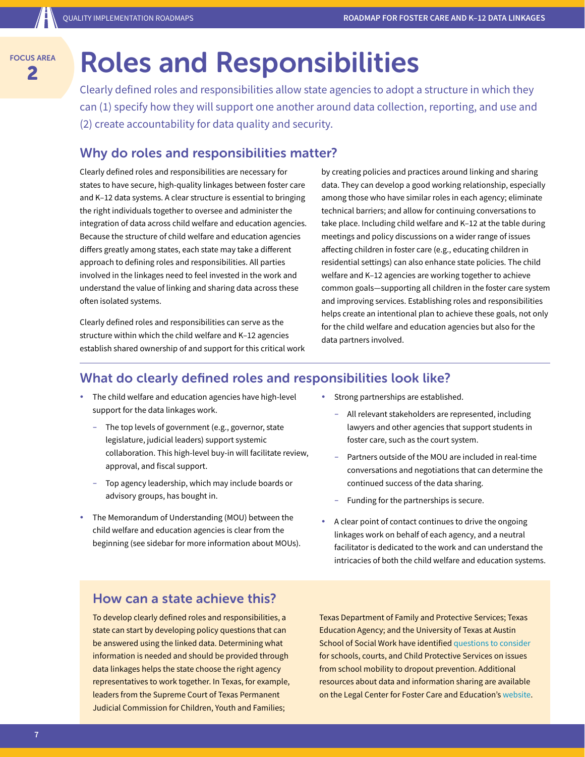FOCUS AREA 2

# Roles and Responsibilities

Clearly defined roles and responsibilities allow state agencies to adopt a structure in which they can (1) specify how they will support one another around data collection, reporting, and use and (2) create accountability for data quality and security.

## Why do roles and responsibilities matter?

Clearly defined roles and responsibilities are necessary for states to have secure, high-quality linkages between foster care and K–12 data systems. A clear structure is essential to bringing the right individuals together to oversee and administer the integration of data across child welfare and education agencies. Because the structure of child welfare and education agencies differs greatly among states, each state may take a different approach to defining roles and responsibilities. All parties involved in the linkages need to feel invested in the work and understand the value of linking and sharing data across these often isolated systems.

Clearly defined roles and responsibilities can serve as the structure within which the child welfare and K–12 agencies establish shared ownership of and support for this critical work by creating policies and practices around linking and sharing data. They can develop a good working relationship, especially among those who have similar roles in each agency; eliminate technical barriers; and allow for continuing conversations to take place. Including child welfare and K–12 at the table during meetings and policy discussions on a wider range of issues affecting children in foster care (e.g., educating children in residential settings) can also enhance state policies. The child welfare and K–12 agencies are working together to achieve common goals—supporting all children in the foster care system and improving services. Establishing roles and responsibilities helps create an intentional plan to achieve these goals, not only for the child welfare and education agencies but also for the data partners involved.

## What do clearly defined roles and responsibilities look like?

- The child welfare and education agencies have high-level support for the data linkages work.
  - The top levels of government (e.g., governor, state legislature, judicial leaders) support systemic collaboration. This high-level buy-in will facilitate review, approval, and fiscal support.
  - Top agency leadership, which may include boards or advisory groups, has bought in.
- The Memorandum of Understanding (MOU) between the child welfare and education agencies is clear from the beginning (see sidebar for more information about MOUs).
- Strong partnerships are established.
  - All relevant stakeholders are represented, including lawyers and other agencies that support students in foster care, such as the court system.
  - Partners outside of the MOU are included in real-time conversations and negotiations that can determine the continued success of the data sharing.
  - Funding for the partnerships is secure.
- A clear point of contact continues to drive the ongoing linkages work on behalf of each agency, and a neutral facilitator is dedicated to the work and can understand the intricacies of both the child welfare and education systems.

## How can a state achieve this?

To develop clearly defined roles and responsibilities, a state can start by developing policy questions that can be answered using the linked data. Determining what information is needed and should be provided through data linkages helps the state choose the right agency representatives to work together. In Texas, for example, leaders from the Supreme Court of Texas Permanent Judicial Commission for Children, Youth and Families; Texas Department of Family and Protective Services; Texas Education Agency; and the University of Texas at Austin School of Social Work have identified questions to consider for schools, courts, and Child Protective Services on issues from school mobility to dropout prevention. Additional resources about data and information sharing are available on the Legal Center for Foster Care and Education's website.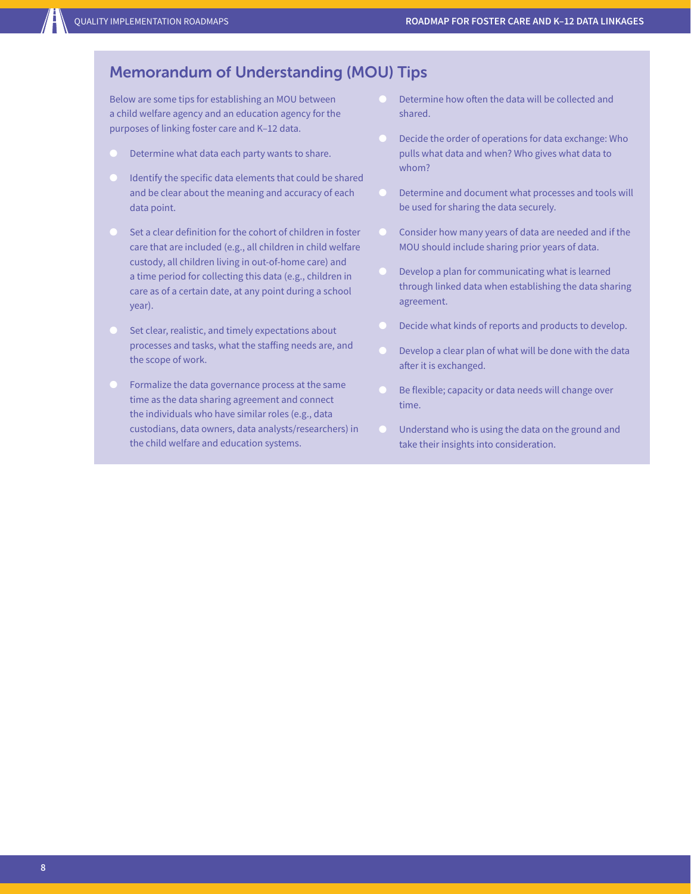## Memorandum of Understanding (MOU) Tips

Below are some tips for establishing an MOU between a child welfare agency and an education agency for the purposes of linking foster care and K–12 data.

- Determine what data each party wants to share.
- Identify the specific data elements that could be shared and be clear about the meaning and accuracy of each data point.
- Set a clear definition for the cohort of children in foster care that are included (e.g., all children in child welfare custody, all children living in out-of-home care) and a time period for collecting this data (e.g., children in care as of a certain date, at any point during a school year).
- Set clear, realistic, and timely expectations about processes and tasks, what the staffing needs are, and the scope of work.
- Formalize the data governance process at the same time as the data sharing agreement and connect the individuals who have similar roles (e.g., data custodians, data owners, data analysts/researchers) in the child welfare and education systems.
- Determine how often the data will be collected and shared.
- Decide the order of operations for data exchange: Who pulls what data and when? Who gives what data to whom?
- Determine and document what processes and tools will be used for sharing the data securely.
- Consider how many years of data are needed and if the MOU should include sharing prior years of data.
- Develop a plan for communicating what is learned through linked data when establishing the data sharing agreement.
- Decide what kinds of reports and products to develop.
- Develop a clear plan of what will be done with the data after it is exchanged.
- Be flexible; capacity or data needs will change over time.
- Understand who is using the data on the ground and take their insights into consideration.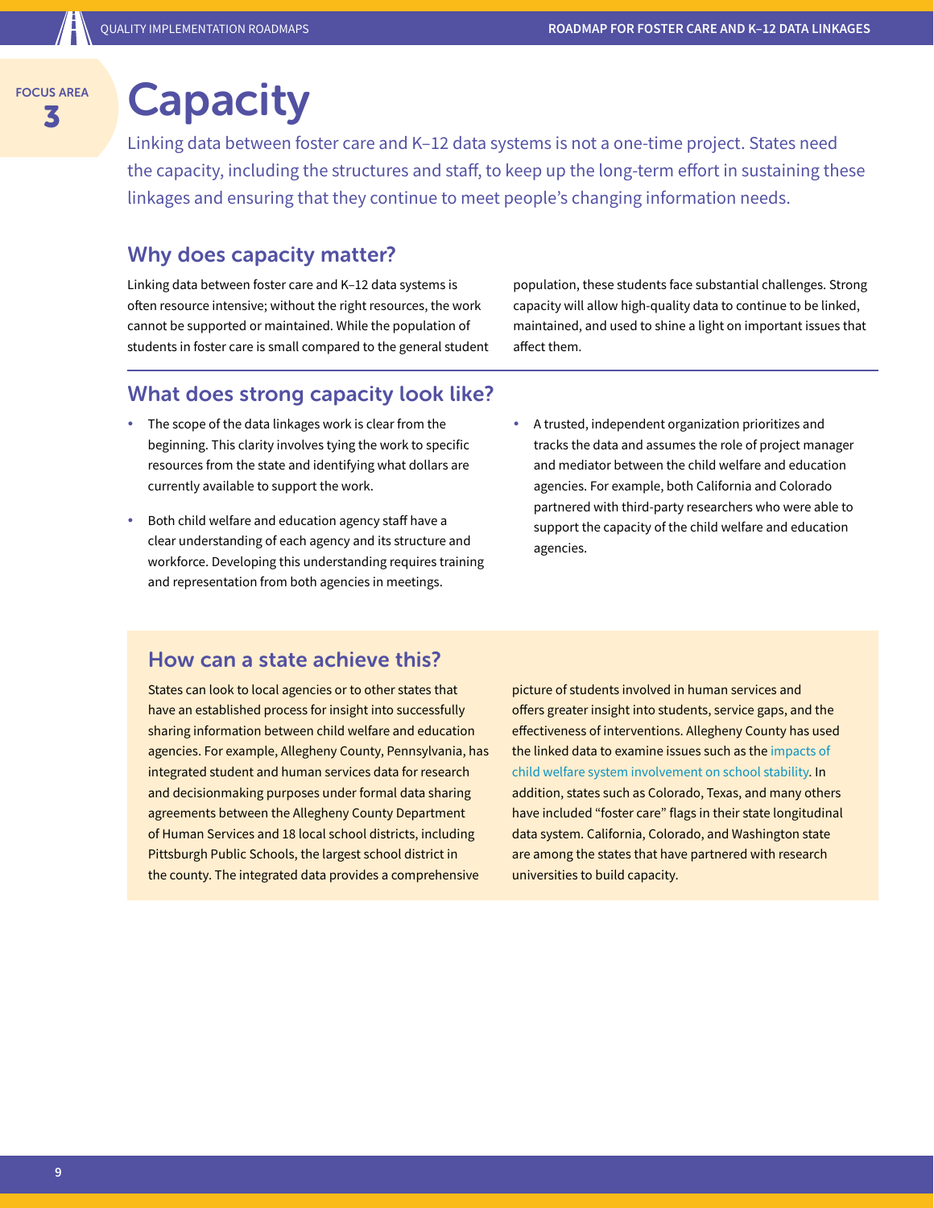FOCUS AREA 3

# Capacity

Linking data between foster care and K–12 data systems is not a one-time project. States need the capacity, including the structures and staff, to keep up the long-term effort in sustaining these linkages and ensuring that they continue to meet people's changing information needs.

## Why does capacity matter?

Linking data between foster care and K–12 data systems is often resource intensive; without the right resources, the work cannot be supported or maintained. While the population of students in foster care is small compared to the general student population, these students face substantial challenges. Strong capacity will allow high-quality data to continue to be linked, maintained, and used to shine a light on important issues that affect them.

## What does strong capacity look like?

- The scope of the data linkages work is clear from the beginning. This clarity involves tying the work to specific resources from the state and identifying what dollars are currently available to support the work.
- Both child welfare and education agency staff have a clear understanding of each agency and its structure and workforce. Developing this understanding requires training and representation from both agencies in meetings.
- A trusted, independent organization prioritizes and tracks the data and assumes the role of project manager and mediator between the child welfare and education agencies. For example, both California and Colorado partnered with third-party researchers who were able to support the capacity of the child welfare and education agencies.

## How can a state achieve this?

States can look to local agencies or to other states that have an established process for insight into successfully sharing information between child welfare and education agencies. For example, Allegheny County, Pennsylvania, has integrated student and human services data for research and decisionmaking purposes under formal data sharing agreements between the Allegheny County Department of Human Services and 18 local school districts, including Pittsburgh Public Schools, the largest school district in the county. The integrated data provides a comprehensive picture of students involved in human services and offers greater insight into students, service gaps, and the effectiveness of interventions. Allegheny County has used the linked data to examine issues such as the impacts of child welfare system involvement on school stability. In addition, states such as Colorado, Texas, and many others have included "foster care" flags in their state longitudinal data system. California, Colorado, and Washington state are among the states that have partnered with research universities to build capacity.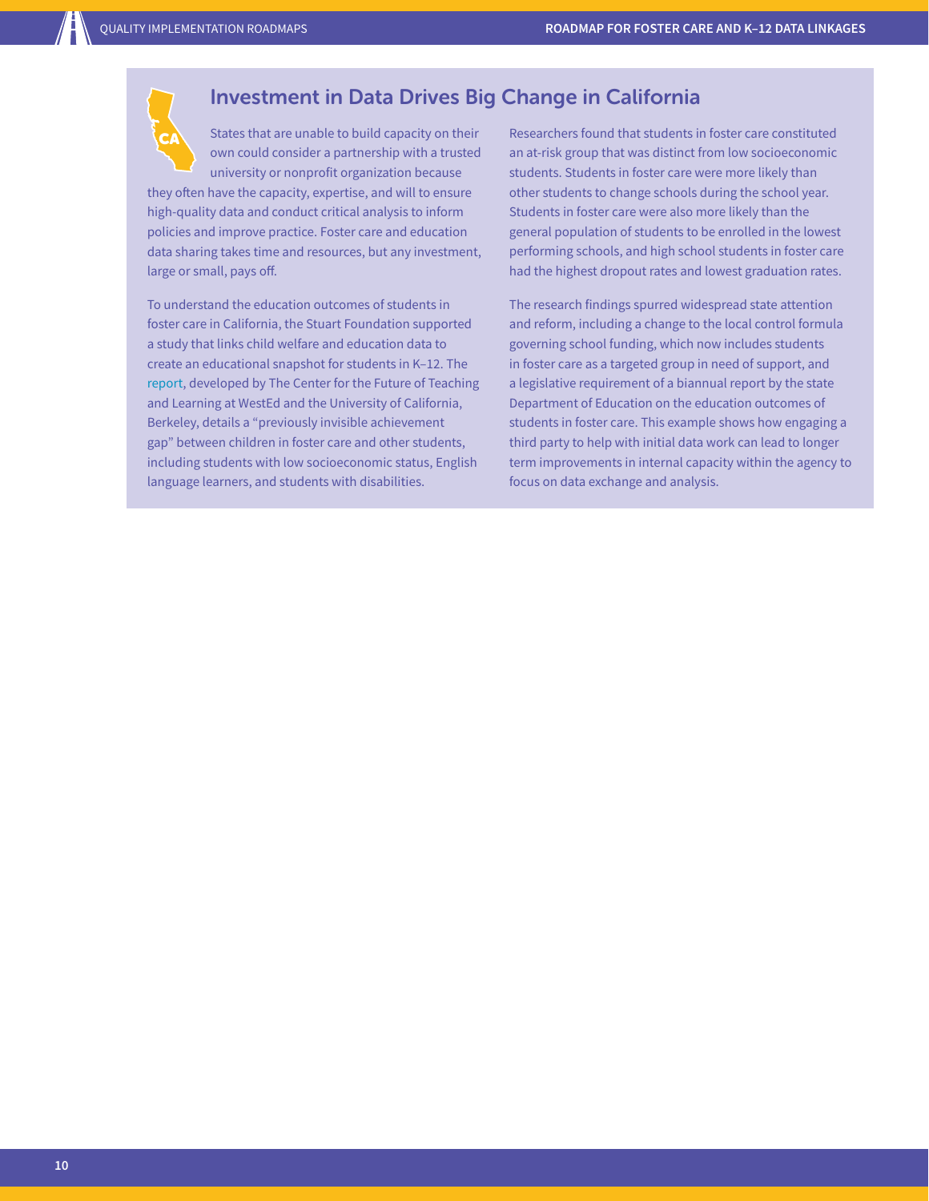## Investment in Data Drives Big Change in California

States that are unable to build capacity on their own could consider a partnership with a trusted university or nonprofit organization because they often have the capacity, expertise, and will to ensure high-quality data and conduct critical analysis to inform policies and improve practice. Foster care and education data sharing takes time and resources, but any investment, large or small, pays off.

To understand the education outcomes of students in foster care in California, the Stuart Foundation supported a study that links child welfare and education data to create an educational snapshot for students in K–12. The report, developed by The Center for the Future of Teaching and Learning at WestEd and the University of California, Berkeley, details a "previously invisible achievement gap" between children in foster care and other students, including students with low socioeconomic status, English language learners, and students with disabilities.

Researchers found that students in foster care constituted an at-risk group that was distinct from low socioeconomic students. Students in foster care were more likely than other students to change schools during the school year. Students in foster care were also more likely than the general population of students to be enrolled in the lowest performing schools, and high school students in foster care had the highest dropout rates and lowest graduation rates.

The research findings spurred widespread state attention and reform, including a change to the local control formula governing school funding, which now includes students in foster care as a targeted group in need of support, and a legislative requirement of a biannual report by the state Department of Education on the education outcomes of students in foster care. This example shows how engaging a third party to help with initial data work can lead to longer term improvements in internal capacity within the agency to focus on data exchange and analysis.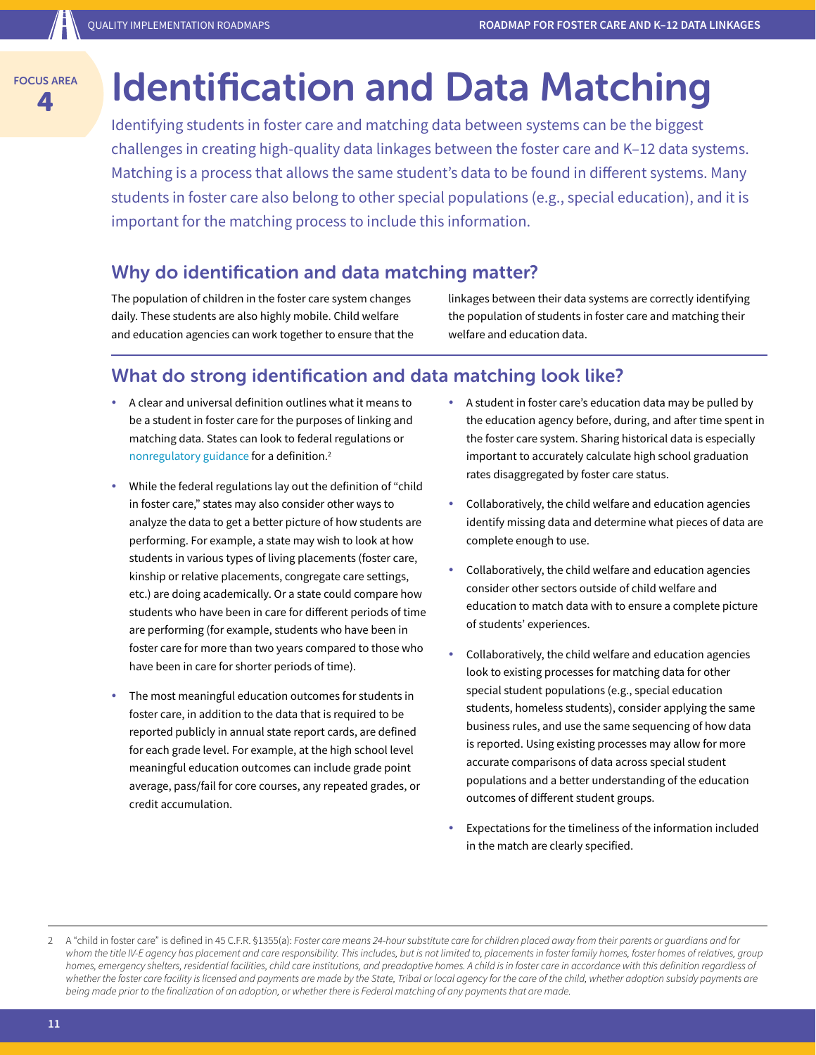FOCUS AREA 4

# Identification and Data Matching

Identifying students in foster care and matching data between systems can be the biggest challenges in creating high-quality data linkages between the foster care and K–12 data systems. Matching is a process that allows the same student's data to be found in different systems. Many students in foster care also belong to other special populations (e.g., special education), and it is important for the matching process to include this information.

## Why do identification and data matching matter?

The population of children in the foster care system changes daily. These students are also highly mobile. Child welfare and education agencies can work together to ensure that the linkages between their data systems are correctly identifying the population of students in foster care and matching their welfare and education data.

## What do strong identification and data matching look like?

- A clear and universal definition outlines what it means to be a student in foster care for the purposes of linking and matching data. States can look to federal regulations or nonregulatory guidance for a definition.[2]
- While the federal regulations lay out the definition of "child in foster care," states may also consider other ways to analyze the data to get a better picture of how students are performing. For example, a state may wish to look at how students in various types of living placements (foster care, kinship or relative placements, congregate care settings, etc.) are doing academically. Or a state could compare how students who have been in care for different periods of time are performing (for example, students who have been in foster care for more than two years compared to those who have been in care for shorter periods of time).
- The most meaningful education outcomes for students in foster care, in addition to the data that is required to be reported publicly in annual state report cards, are defined for each grade level. For example, at the high school level meaningful education outcomes can include grade point average, pass/fail for core courses, any repeated grades, or credit accumulation.
- A student in foster care's education data may be pulled by the education agency before, during, and after time spent in the foster care system. Sharing historical data is especially important to accurately calculate high school graduation rates disaggregated by foster care status.
- Collaboratively, the child welfare and education agencies identify missing data and determine what pieces of data are complete enough to use.
- Collaboratively, the child welfare and education agencies consider other sectors outside of child welfare and education to match data with to ensure a complete picture of students' experiences.
- Collaboratively, the child welfare and education agencies look to existing processes for matching data for other special student populations (e.g., special education students, homeless students), consider applying the same business rules, and use the same sequencing of how data is reported. Using existing processes may allow for more accurate comparisons of data across special student populations and a better understanding of the education outcomes of different student groups.
- Expectations for the timeliness of the information included in the match are clearly specified.

---

2 A "child in foster care" is defined in 45 C.F.R. §1355(a): *Foster care means 24-hour substitute care for children placed away from their parents or guardians and for whom the title IV-E agency has placement and care responsibility. This includes, but is not limited to, placements in foster family homes, foster homes of relatives, group homes, emergency shelters, residential facilities, child care institutions, and preadoptive homes. A child is in foster care in accordance with this definition regardless of whether the foster care facility is licensed and payments are made by the State, Tribal or local agency for the care of the child, whether adoption subsidy payments are being made prior to the finalization of an adoption, or whether there is Federal matching of any payments that are made.*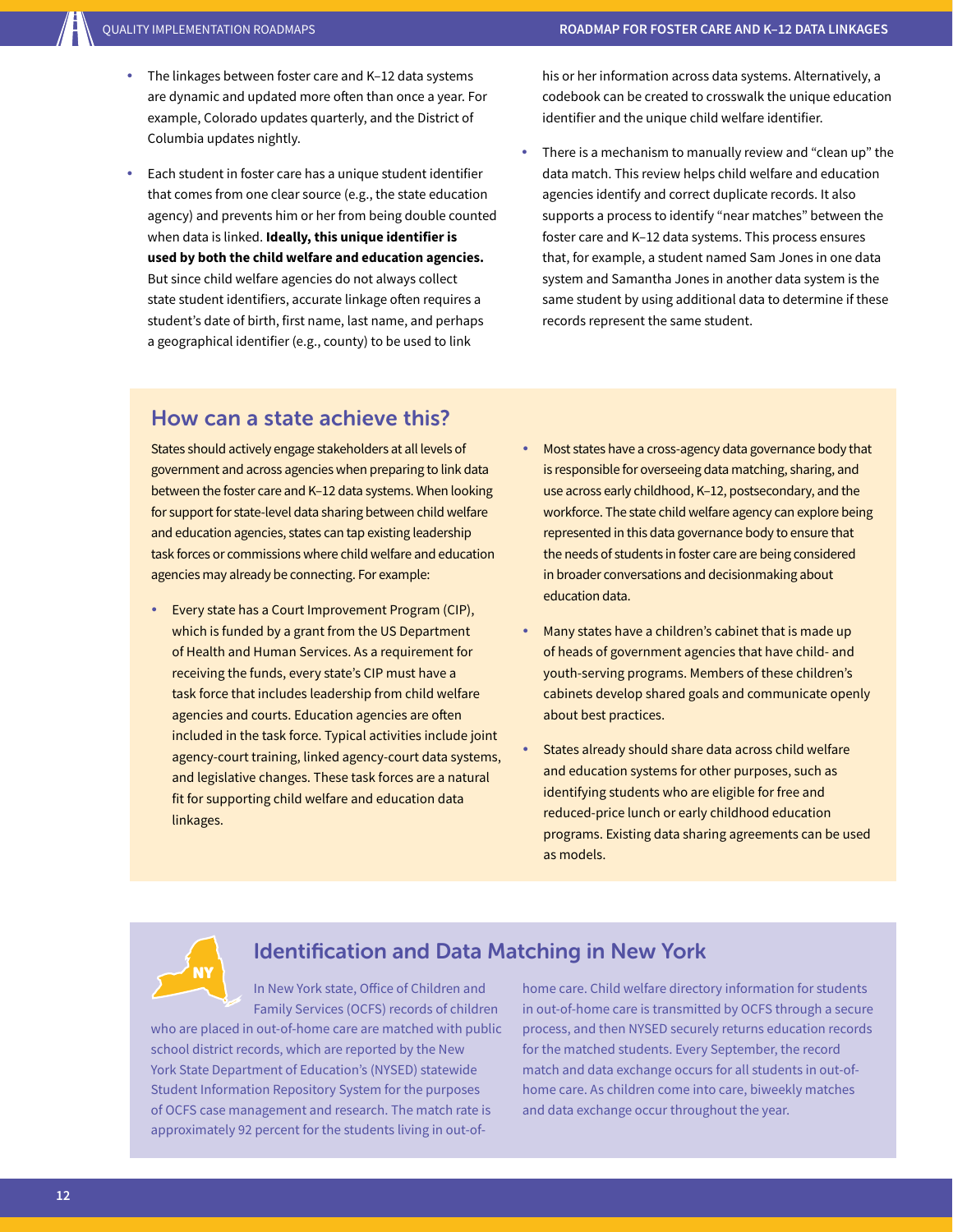- The linkages between foster care and K–12 data systems are dynamic and updated more often than once a year. For example, Colorado updates quarterly, and the District of Columbia updates nightly.
- Each student in foster care has a unique student identifier that comes from one clear source (e.g., the state education agency) and prevents him or her from being double counted when data is linked. **Ideally, this unique identifier is used by both the child welfare and education agencies.** But since child welfare agencies do not always collect state student identifiers, accurate linkage often requires a student's date of birth, first name, last name, and perhaps a geographical identifier (e.g., county) to be used to link his or her information across data systems. Alternatively, a codebook can be created to crosswalk the unique education identifier and the unique child welfare identifier.
- There is a mechanism to manually review and "clean up" the data match. This review helps child welfare and education agencies identify and correct duplicate records. It also supports a process to identify "near matches" between the foster care and K–12 data systems. This process ensures that, for example, a student named Sam Jones in one data system and Samantha Jones in another data system is the same student by using additional data to determine if these records represent the same student.

## How can a state achieve this?

States should actively engage stakeholders at all levels of government and across agencies when preparing to link data between the foster care and K–12 data systems. When looking for support for state-level data sharing between child welfare and education agencies, states can tap existing leadership task forces or commissions where child welfare and education agencies may already be connecting. For example:

- Every state has a Court Improvement Program (CIP), which is funded by a grant from the US Department of Health and Human Services. As a requirement for receiving the funds, every state's CIP must have a task force that includes leadership from child welfare agencies and courts. Education agencies are often included in the task force. Typical activities include joint agency-court training, linked agency-court data systems, and legislative changes. These task forces are a natural fit for supporting child welfare and education data linkages.
- Most states have a cross-agency data governance body that is responsible for overseeing data matching, sharing, and use across early childhood, K–12, postsecondary, and the workforce. The state child welfare agency can explore being represented in this data governance body to ensure that the needs of students in foster care are being considered in broader conversations and decisionmaking about education data.
- Many states have a children's cabinet that is made up of heads of government agencies that have child- and youth-serving programs. Members of these children's cabinets develop shared goals and communicate openly about best practices.
- States already should share data across child welfare and education systems for other purposes, such as identifying students who are eligible for free and reduced-price lunch or early childhood education programs. Existing data sharing agreements can be used as models.

## Identification and Data Matching in New York

In New York state, Office of Children and Family Services (OCFS) records of children who are placed in out-of-home care are matched with public school district records, which are reported by the New York State Department of Education's (NYSED) statewide Student Information Repository System for the purposes of OCFS case management and research. The match rate is approximately 92 percent for the students living in out-of-home care. Child welfare directory information for students in out-of-home care is transmitted by OCFS through a secure process, and then NYSED securely returns education records for the matched students. Every September, the record match and data exchange occurs for all students in out-of-home care. As children come into care, biweekly matches and data exchange occur throughout the year.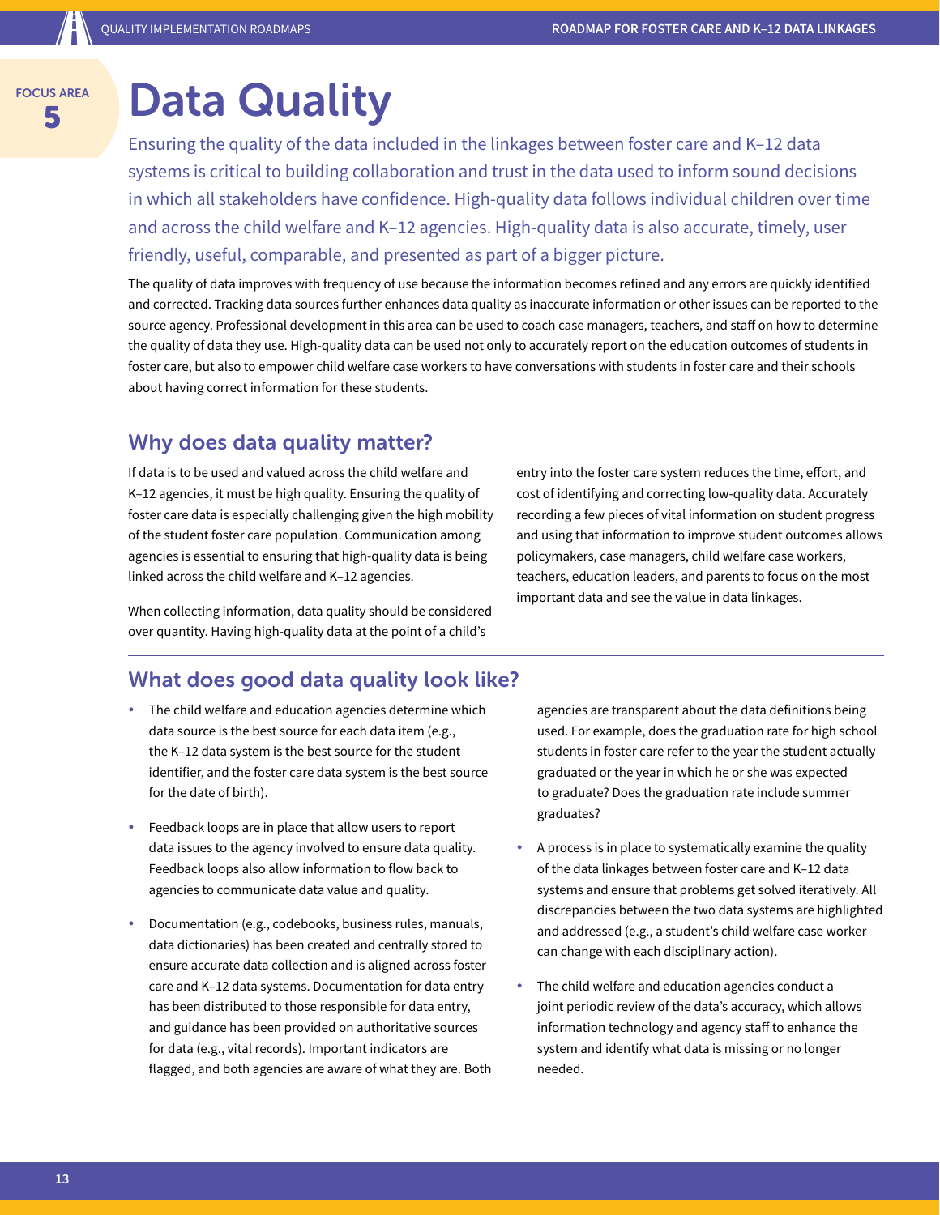FOCUS AREA 5

# Data Quality

Ensuring the quality of the data included in the linkages between foster care and K–12 data systems is critical to building collaboration and trust in the data used to inform sound decisions in which all stakeholders have confidence. High-quality data follows individual children over time and across the child welfare and K–12 agencies. High-quality data is also accurate, timely, user friendly, useful, comparable, and presented as part of a bigger picture.

The quality of data improves with frequency of use because the information becomes refined and any errors are quickly identified and corrected. Tracking data sources further enhances data quality as inaccurate information or other issues can be reported to the source agency. Professional development in this area can be used to coach case managers, teachers, and staff on how to determine the quality of data they use. High-quality data can be used not only to accurately report on the education outcomes of students in foster care, but also to empower child welfare case workers to have conversations with students in foster care and their schools about having correct information for these students.

## Why does data quality matter?

If data is to be used and valued across the child welfare and K–12 agencies, it must be high quality. Ensuring the quality of foster care data is especially challenging given the high mobility of the student foster care population. Communication among agencies is essential to ensuring that high-quality data is being linked across the child welfare and K–12 agencies.

When collecting information, data quality should be considered over quantity. Having high-quality data at the point of a child's entry into the foster care system reduces the time, effort, and cost of identifying and correcting low-quality data. Accurately recording a few pieces of vital information on student progress and using that information to improve student outcomes allows policymakers, case managers, child welfare case workers, teachers, education leaders, and parents to focus on the most important data and see the value in data linkages.

## What does good data quality look like?

- The child welfare and education agencies determine which data source is the best source for each data item (e.g., the K–12 data system is the best source for the student identifier, and the foster care data system is the best source for the date of birth).
- Feedback loops are in place that allow users to report data issues to the agency involved to ensure data quality. Feedback loops also allow information to flow back to agencies to communicate data value and quality.
- Documentation (e.g., codebooks, business rules, manuals, data dictionaries) has been created and centrally stored to ensure accurate data collection and is aligned across foster care and K–12 data systems. Documentation for data entry has been distributed to those responsible for data entry, and guidance has been provided on authoritative sources for data (e.g., vital records). Important indicators are flagged, and both agencies are aware of what they are. Both agencies are transparent about the data definitions being used. For example, does the graduation rate for high school students in foster care refer to the year the student actually graduated or the year in which he or she was expected to graduate? Does the graduation rate include summer graduates?
- A process is in place to systematically examine the quality of the data linkages between foster care and K–12 data systems and ensure that problems get solved iteratively. All discrepancies between the two data systems are highlighted and addressed (e.g., a student's child welfare case worker can change with each disciplinary action).
- The child welfare and education agencies conduct a joint periodic review of the data's accuracy, which allows information technology and agency staff to enhance the system and identify what data is missing or no longer needed.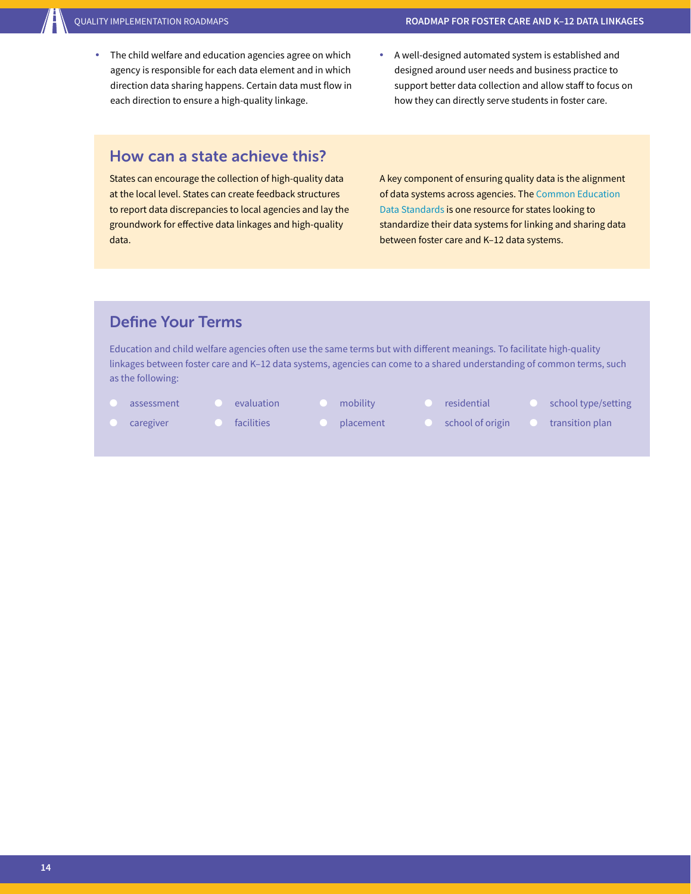- The child welfare and education agencies agree on which agency is responsible for each data element and in which direction data sharing happens. Certain data must flow in each direction to ensure a high-quality linkage.
- A well-designed automated system is established and designed around user needs and business practice to support better data collection and allow staff to focus on how they can directly serve students in foster care.

## How can a state achieve this?

States can encourage the collection of high-quality data at the local level. States can create feedback structures to report data discrepancies to local agencies and lay the groundwork for effective data linkages and high-quality data.

A key component of ensuring quality data is the alignment of data systems across agencies. The Common Education Data Standards is one resource for states looking to standardize their data systems for linking and sharing data between foster care and K–12 data systems.

## Define Your Terms

Education and child welfare agencies often use the same terms but with different meanings. To facilitate high-quality linkages between foster care and K–12 data systems, agencies can come to a shared understanding of common terms, such as the following:

- assessment
- caregiver
- evaluation
- facilities
- mobility
- placement
- residential
- school of origin
- school type/setting
- transition plan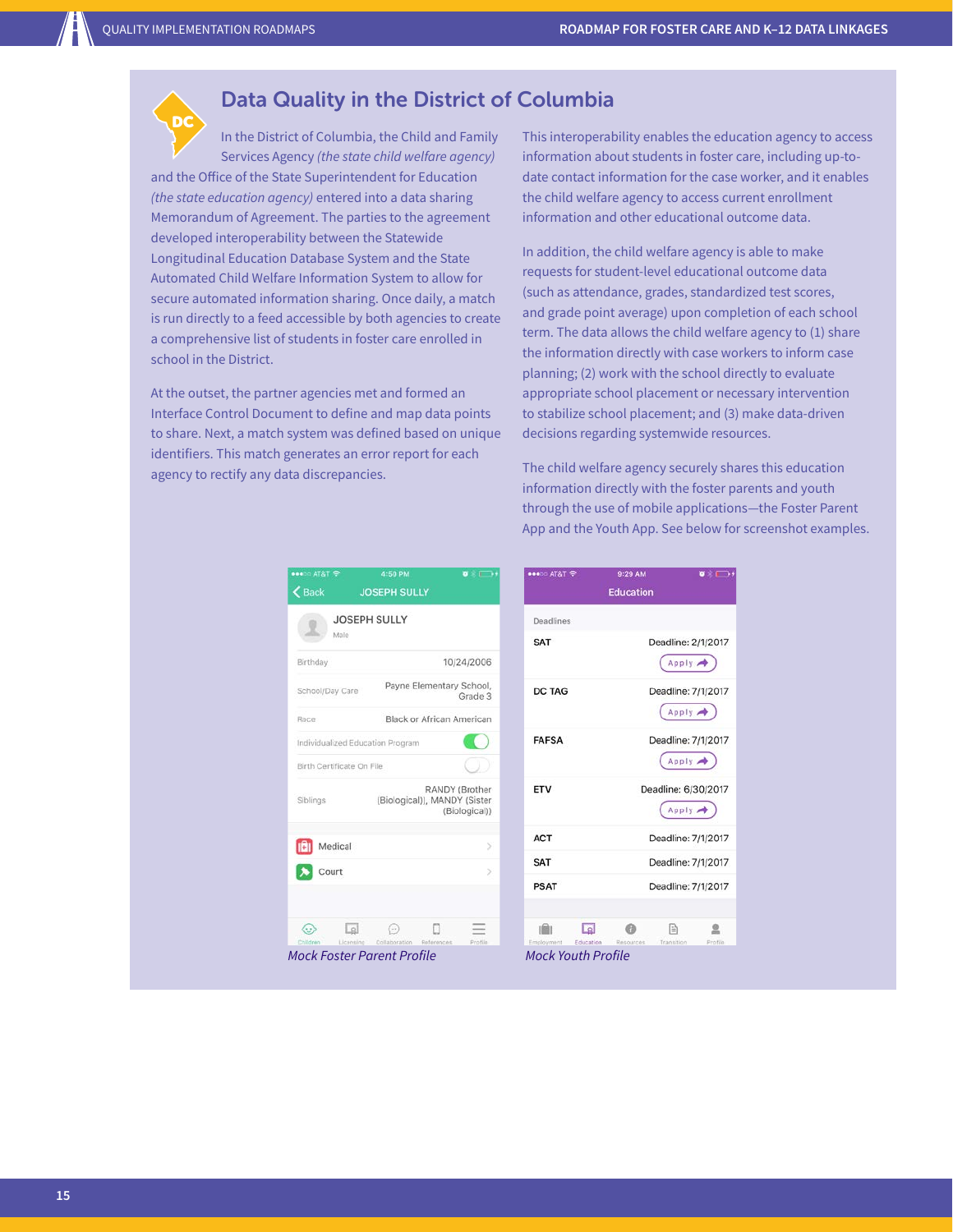## Data Quality in the District of Columbia

In the District of Columbia, the Child and Family Services Agency *(the state child welfare agency)* and the Office of the State Superintendent for Education *(the state education agency)* entered into a data sharing Memorandum of Agreement. The parties to the agreement developed interoperability between the Statewide Longitudinal Education Database System and the State Automated Child Welfare Information System to allow for secure automated information sharing. Once daily, a match is run directly to a feed accessible by both agencies to create a comprehensive list of students in foster care enrolled in school in the District.

At the outset, the partner agencies met and formed an Interface Control Document to define and map data points to share. Next, a match system was defined based on unique identifiers. This match generates an error report for each agency to rectify any data discrepancies.

This interoperability enables the education agency to access information about students in foster care, including up-to-date contact information for the case worker, and it enables the child welfare agency to access current enrollment information and other educational outcome data.

In addition, the child welfare agency is able to make requests for student-level educational outcome data (such as attendance, grades, standardized test scores, and grade point average) upon completion of each school term. The data allows the child welfare agency to (1) share the information directly with case workers to inform case planning; (2) work with the school directly to evaluate appropriate school placement or necessary intervention to stabilize school placement; and (3) make data-driven decisions regarding systemwide resources.

The child welfare agency securely shares this education information directly with the foster parents and youth through the use of mobile applications—the Foster Parent App and the Youth App. See below for screenshot examples.

*Mock Foster Parent Profile*

*Mock Youth Profile*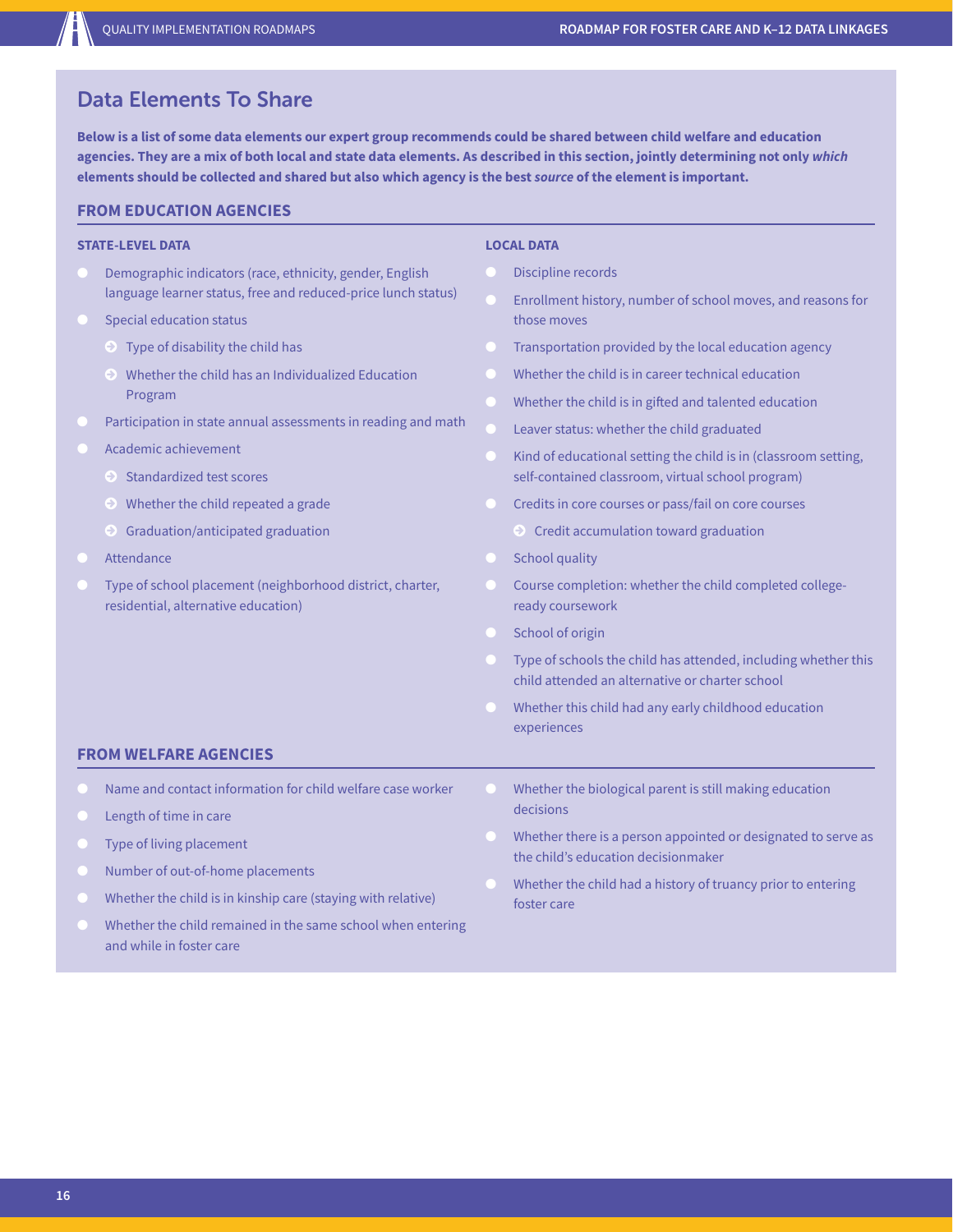## Data Elements To Share

**Below is a list of some data elements our expert group recommends could be shared between child welfare and education agencies. They are a mix of both local and state data elements. As described in this section, jointly determining not only *which* elements should be collected and shared but also which agency is the best *source* of the element is important.**

### FROM EDUCATION AGENCIES

#### STATE-LEVEL DATA

- Demographic indicators (race, ethnicity, gender, English language learner status, free and reduced-price lunch status)
- Special education status
  - Type of disability the child has
  - Whether the child has an Individualized Education Program
- Participation in state annual assessments in reading and math
- Academic achievement
  - Standardized test scores
  - Whether the child repeated a grade
  - Graduation/anticipated graduation
- Attendance
- Type of school placement (neighborhood district, charter, residential, alternative education)

#### LOCAL DATA

- Discipline records
- Enrollment history, number of school moves, and reasons for those moves
- Transportation provided by the local education agency
- Whether the child is in career technical education
- Whether the child is in gifted and talented education
- Leaver status: whether the child graduated
- Kind of educational setting the child is in (classroom setting, self-contained classroom, virtual school program)
- Credits in core courses or pass/fail on core courses
  - Credit accumulation toward graduation
- School quality
- Course completion: whether the child completed college-ready coursework
- School of origin
- Type of schools the child has attended, including whether this child attended an alternative or charter school
- Whether this child had any early childhood education experiences

### FROM WELFARE AGENCIES

- Name and contact information for child welfare case worker
- Length of time in care
- Type of living placement
- Number of out-of-home placements
- Whether the child is in kinship care (staying with relative)
- Whether the child remained in the same school when entering and while in foster care
- Whether the biological parent is still making education decisions
- Whether there is a person appointed or designated to serve as the child's education decisionmaker
- Whether the child had a history of truancy prior to entering foster care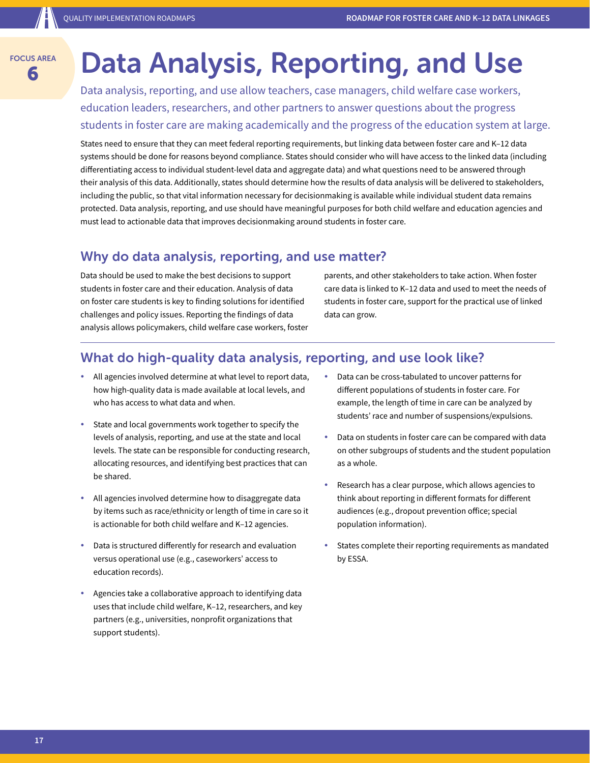FOCUS AREA 6

# Data Analysis, Reporting, and Use

Data analysis, reporting, and use allow teachers, case managers, child welfare case workers, education leaders, researchers, and other partners to answer questions about the progress students in foster care are making academically and the progress of the education system at large.

States need to ensure that they can meet federal reporting requirements, but linking data between foster care and K–12 data systems should be done for reasons beyond compliance. States should consider who will have access to the linked data (including differentiating access to individual student-level data and aggregate data) and what questions need to be answered through their analysis of this data. Additionally, states should determine how the results of data analysis will be delivered to stakeholders, including the public, so that vital information necessary for decisionmaking is available while individual student data remains protected. Data analysis, reporting, and use should have meaningful purposes for both child welfare and education agencies and must lead to actionable data that improves decisionmaking around students in foster care.

## Why do data analysis, reporting, and use matter?

Data should be used to make the best decisions to support students in foster care and their education. Analysis of data on foster care students is key to finding solutions for identified challenges and policy issues. Reporting the findings of data analysis allows policymakers, child welfare case workers, foster parents, and other stakeholders to take action. When foster care data is linked to K–12 data and used to meet the needs of students in foster care, support for the practical use of linked data can grow.

## What do high-quality data analysis, reporting, and use look like?

- All agencies involved determine at what level to report data, how high-quality data is made available at local levels, and who has access to what data and when.
- State and local governments work together to specify the levels of analysis, reporting, and use at the state and local levels. The state can be responsible for conducting research, allocating resources, and identifying best practices that can be shared.
- All agencies involved determine how to disaggregate data by items such as race/ethnicity or length of time in care so it is actionable for both child welfare and K–12 agencies.
- Data is structured differently for research and evaluation versus operational use (e.g., caseworkers' access to education records).
- Agencies take a collaborative approach to identifying data uses that include child welfare, K–12, researchers, and key partners (e.g., universities, nonprofit organizations that support students).
- Data can be cross-tabulated to uncover patterns for different populations of students in foster care. For example, the length of time in care can be analyzed by students' race and number of suspensions/expulsions.
- Data on students in foster care can be compared with data on other subgroups of students and the student population as a whole.
- Research has a clear purpose, which allows agencies to think about reporting in different formats for different audiences (e.g., dropout prevention office; special population information).
- States complete their reporting requirements as mandated by ESSA.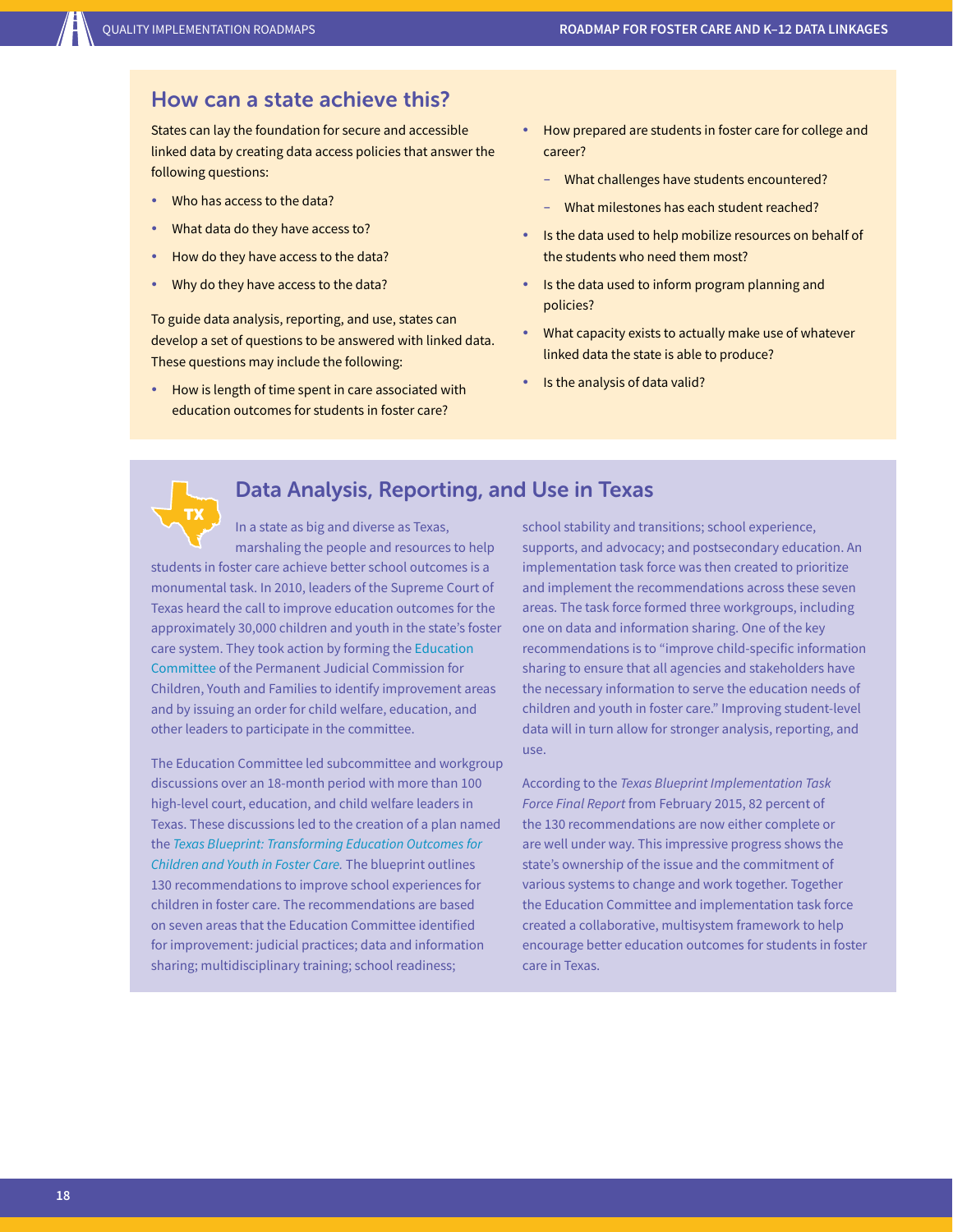## How can a state achieve this?

States can lay the foundation for secure and accessible linked data by creating data access policies that answer the following questions:

- Who has access to the data?
- What data do they have access to?
- How do they have access to the data?
- Why do they have access to the data?

To guide data analysis, reporting, and use, states can develop a set of questions to be answered with linked data. These questions may include the following:

- How is length of time spent in care associated with education outcomes for students in foster care?
- How prepared are students in foster care for college and career?
  - What challenges have students encountered?
  - What milestones has each student reached?
- Is the data used to help mobilize resources on behalf of the students who need them most?
- Is the data used to inform program planning and policies?
- What capacity exists to actually make use of whatever linked data the state is able to produce?
- Is the analysis of data valid?

## Data Analysis, Reporting, and Use in Texas

In a state as big and diverse as Texas, marshaling the people and resources to help students in foster care achieve better school outcomes is a monumental task. In 2010, leaders of the Supreme Court of Texas heard the call to improve education outcomes for the approximately 30,000 children and youth in the state's foster care system. They took action by forming the Education Committee of the Permanent Judicial Commission for Children, Youth and Families to identify improvement areas and by issuing an order for child welfare, education, and other leaders to participate in the committee.

The Education Committee led subcommittee and workgroup discussions over an 18-month period with more than 100 high-level court, education, and child welfare leaders in Texas. These discussions led to the creation of a plan named the *Texas Blueprint: Transforming Education Outcomes for Children and Youth in Foster Care.* The blueprint outlines 130 recommendations to improve school experiences for children in foster care. The recommendations are based on seven areas that the Education Committee identified for improvement: judicial practices; data and information sharing; multidisciplinary training; school readiness; school stability and transitions; school experience, supports, and advocacy; and postsecondary education. An implementation task force was then created to prioritize and implement the recommendations across these seven areas. The task force formed three workgroups, including one on data and information sharing. One of the key recommendations is to "improve child-specific information sharing to ensure that all agencies and stakeholders have the necessary information to serve the education needs of children and youth in foster care." Improving student-level data will in turn allow for stronger analysis, reporting, and use.

According to the *Texas Blueprint Implementation Task Force Final Report* from February 2015, 82 percent of the 130 recommendations are now either complete or are well under way. This impressive progress shows the state's ownership of the issue and the commitment of various systems to change and work together. Together the Education Committee and implementation task force created a collaborative, multisystem framework to help encourage better education outcomes for students in foster care in Texas.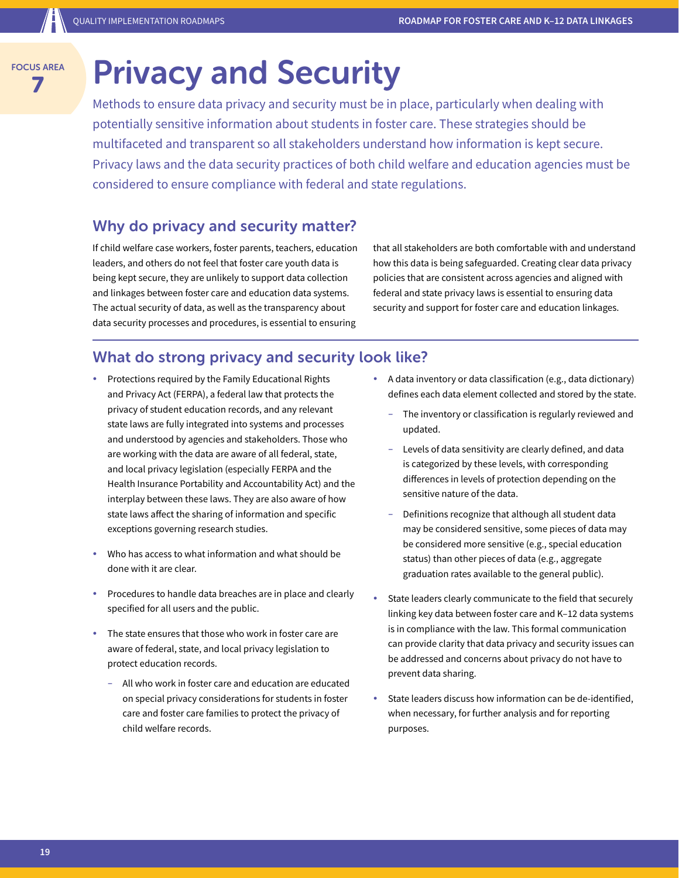FOCUS AREA 7

# Privacy and Security

Methods to ensure data privacy and security must be in place, particularly when dealing with potentially sensitive information about students in foster care. These strategies should be multifaceted and transparent so all stakeholders understand how information is kept secure. Privacy laws and the data security practices of both child welfare and education agencies must be considered to ensure compliance with federal and state regulations.

## Why do privacy and security matter?

If child welfare case workers, foster parents, teachers, education leaders, and others do not feel that foster care youth data is being kept secure, they are unlikely to support data collection and linkages between foster care and education data systems. The actual security of data, as well as the transparency about data security processes and procedures, is essential to ensuring that all stakeholders are both comfortable with and understand how this data is being safeguarded. Creating clear data privacy policies that are consistent across agencies and aligned with federal and state privacy laws is essential to ensuring data security and support for foster care and education linkages.

## What do strong privacy and security look like?

- Protections required by the Family Educational Rights and Privacy Act (FERPA), a federal law that protects the privacy of student education records, and any relevant state laws are fully integrated into systems and processes and understood by agencies and stakeholders. Those who are working with the data are aware of all federal, state, and local privacy legislation (especially FERPA and the Health Insurance Portability and Accountability Act) and the interplay between these laws. They are also aware of how state laws affect the sharing of information and specific exceptions governing research studies.
- Who has access to what information and what should be done with it are clear.
- Procedures to handle data breaches are in place and clearly specified for all users and the public.
- The state ensures that those who work in foster care are aware of federal, state, and local privacy legislation to protect education records.
  - All who work in foster care and education are educated on special privacy considerations for students in foster care and foster care families to protect the privacy of child welfare records.
- A data inventory or data classification (e.g., data dictionary) defines each data element collected and stored by the state.
  - The inventory or classification is regularly reviewed and updated.
  - Levels of data sensitivity are clearly defined, and data is categorized by these levels, with corresponding differences in levels of protection depending on the sensitive nature of the data.
  - Definitions recognize that although all student data may be considered sensitive, some pieces of data may be considered more sensitive (e.g., special education status) than other pieces of data (e.g., aggregate graduation rates available to the general public).
- State leaders clearly communicate to the field that securely linking key data between foster care and K–12 data systems is in compliance with the law. This formal communication can provide clarity that data privacy and security issues can be addressed and concerns about privacy do not have to prevent data sharing.
- State leaders discuss how information can be de-identified, when necessary, for further analysis and for reporting purposes.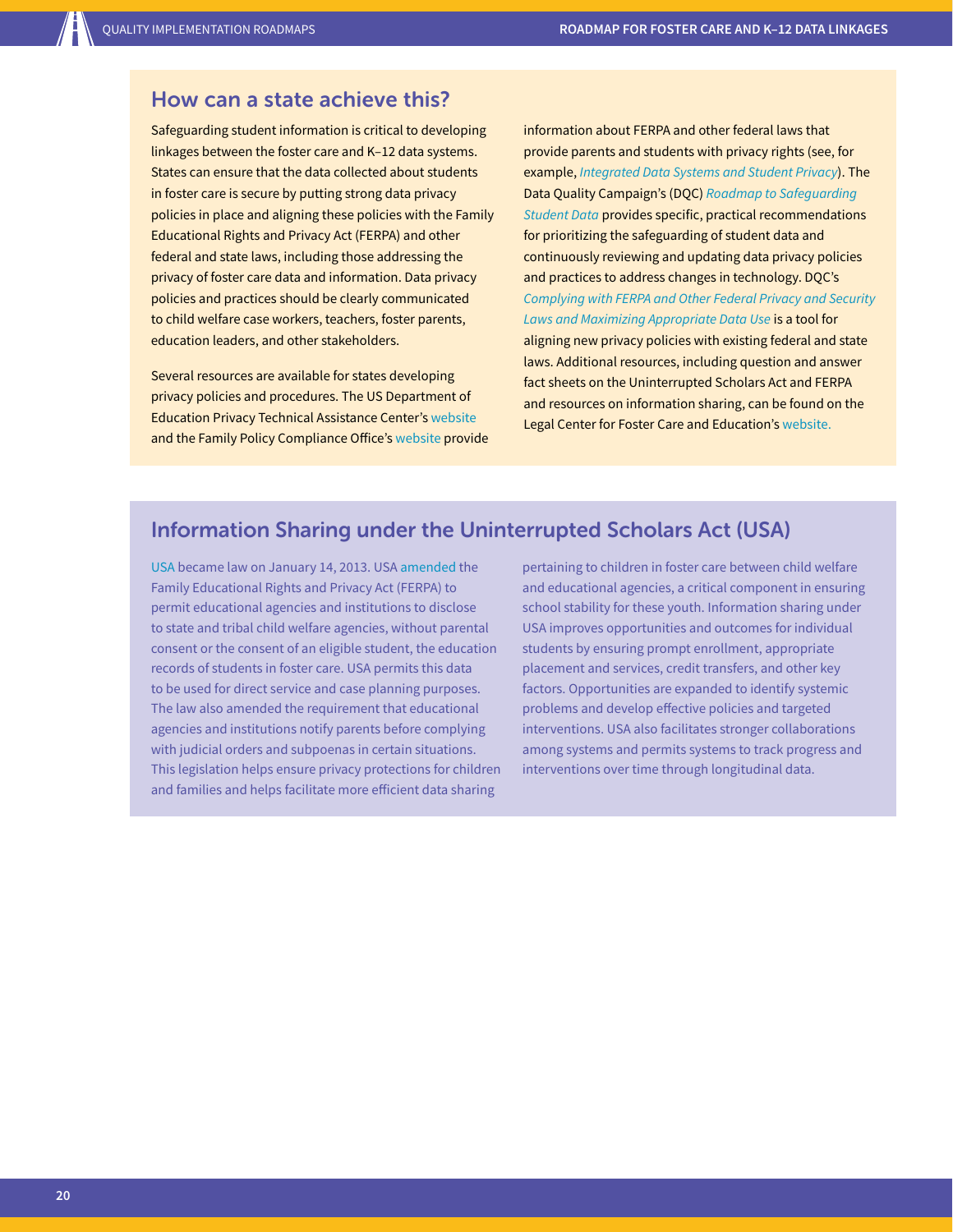## How can a state achieve this?

Safeguarding student information is critical to developing linkages between the foster care and K–12 data systems. States can ensure that the data collected about students in foster care is secure by putting strong data privacy policies in place and aligning these policies with the Family Educational Rights and Privacy Act (FERPA) and other federal and state laws, including those addressing the privacy of foster care data and information. Data privacy policies and practices should be clearly communicated to child welfare case workers, teachers, foster parents, education leaders, and other stakeholders.

Several resources are available for states developing privacy policies and procedures. The US Department of Education Privacy Technical Assistance Center's website and the Family Policy Compliance Office's website provide information about FERPA and other federal laws that provide parents and students with privacy rights (see, for example, *Integrated Data Systems and Student Privacy*). The Data Quality Campaign's (DQC) *Roadmap to Safeguarding Student Data* provides specific, practical recommendations for prioritizing the safeguarding of student data and continuously reviewing and updating data privacy policies and practices to address changes in technology. DQC's *Complying with FERPA and Other Federal Privacy and Security Laws and Maximizing Appropriate Data Use* is a tool for aligning new privacy policies with existing federal and state laws. Additional resources, including question and answer fact sheets on the Uninterrupted Scholars Act and FERPA and resources on information sharing, can be found on the Legal Center for Foster Care and Education's website.

## Information Sharing under the Uninterrupted Scholars Act (USA)

USA became law on January 14, 2013. USA amended the Family Educational Rights and Privacy Act (FERPA) to permit educational agencies and institutions to disclose to state and tribal child welfare agencies, without parental consent or the consent of an eligible student, the education records of students in foster care. USA permits this data to be used for direct service and case planning purposes. The law also amended the requirement that educational agencies and institutions notify parents before complying with judicial orders and subpoenas in certain situations. This legislation helps ensure privacy protections for children and families and helps facilitate more efficient data sharing pertaining to children in foster care between child welfare and educational agencies, a critical component in ensuring school stability for these youth. Information sharing under USA improves opportunities and outcomes for individual students by ensuring prompt enrollment, appropriate placement and services, credit transfers, and other key factors. Opportunities are expanded to identify systemic problems and develop effective policies and targeted interventions. USA also facilitates stronger collaborations among systems and permits systems to track progress and interventions over time through longitudinal data.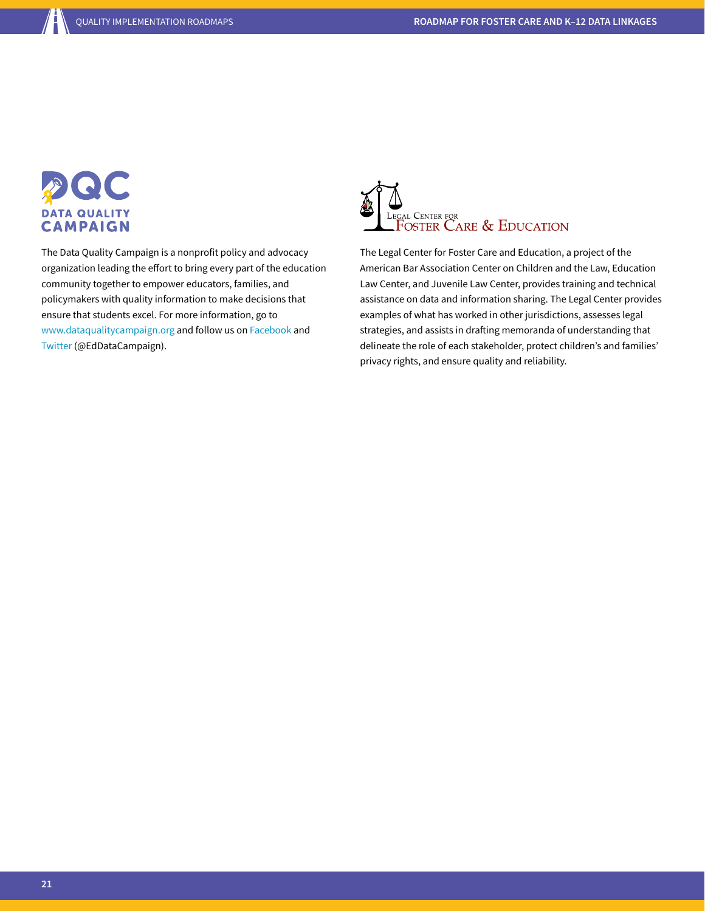The Data Quality Campaign is a nonprofit policy and advocacy organization leading the effort to bring every part of the education community together to empower educators, families, and policymakers with quality information to make decisions that ensure that students excel. For more information, go to www.dataqualitycampaign.org and follow us on Facebook and Twitter (@EdDataCampaign).

The Legal Center for Foster Care and Education, a project of the American Bar Association Center on Children and the Law, Education Law Center, and Juvenile Law Center, provides training and technical assistance on data and information sharing. The Legal Center provides examples of what has worked in other jurisdictions, assesses legal strategies, and assists in drafting memoranda of understanding that delineate the role of each stakeholder, protect children's and families' privacy rights, and ensure quality and reliability.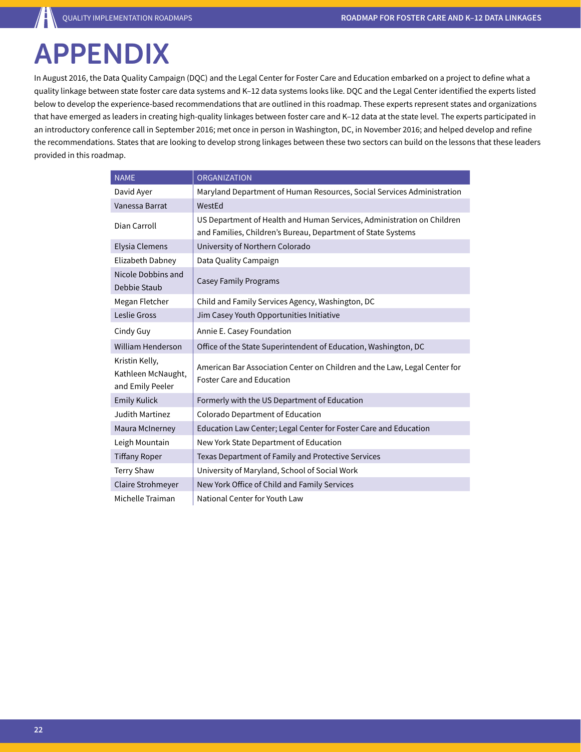# APPENDIX

In August 2016, the Data Quality Campaign (DQC) and the Legal Center for Foster Care and Education embarked on a project to define what a quality linkage between state foster care data systems and K–12 data systems looks like. DQC and the Legal Center identified the experts listed below to develop the experience-based recommendations that are outlined in this roadmap. These experts represent states and organizations that have emerged as leaders in creating high-quality linkages between foster care and K–12 data at the state level. The experts participated in an introductory conference call in September 2016; met once in person in Washington, DC, in November 2016; and helped develop and refine the recommendations. States that are looking to develop strong linkages between these two sectors can build on the lessons that these leaders provided in this roadmap.

| NAME | ORGANIZATION |
|---|---|
| David Ayer | Maryland Department of Human Resources, Social Services Administration |
| Vanessa Barrat | WestEd |
| Dian Carroll | US Department of Health and Human Services, Administration on Children and Families, Children's Bureau, Department of State Systems |
| Elysia Clemens | University of Northern Colorado |
| Elizabeth Dabney | Data Quality Campaign |
| Nicole Dobbins and Debbie Staub | Casey Family Programs |
| Megan Fletcher | Child and Family Services Agency, Washington, DC |
| Leslie Gross | Jim Casey Youth Opportunities Initiative |
| Cindy Guy | Annie E. Casey Foundation |
| William Henderson | Office of the State Superintendent of Education, Washington, DC |
| Kristin Kelly, Kathleen McNaught, and Emily Peeler | American Bar Association Center on Children and the Law, Legal Center for Foster Care and Education |
| Emily Kulick | Formerly with the US Department of Education |
| Judith Martinez | Colorado Department of Education |
| Maura McInerney | Education Law Center; Legal Center for Foster Care and Education |
| Leigh Mountain | New York State Department of Education |
| Tiffany Roper | Texas Department of Family and Protective Services |
| Terry Shaw | University of Maryland, School of Social Work |
| Claire Strohmeyer | New York Office of Child and Family Services |
| Michelle Traiman | National Center for Youth Law |